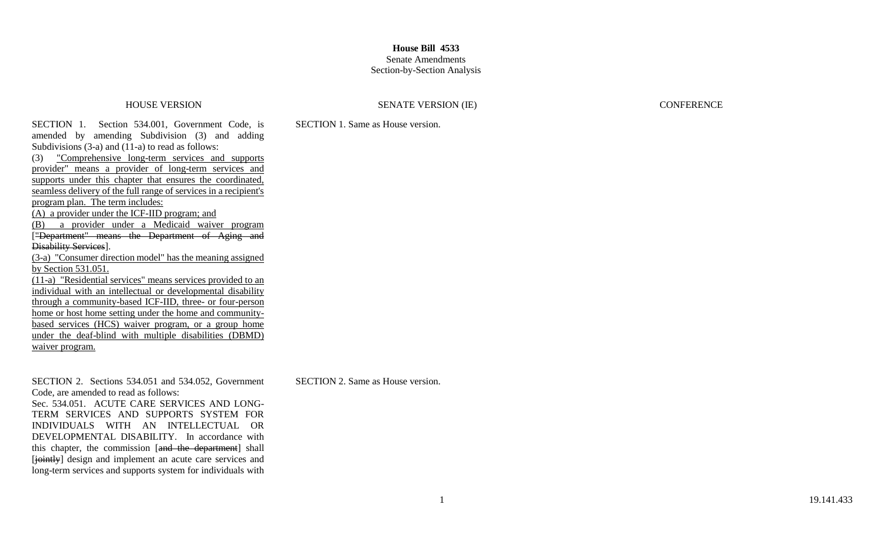**House Bill 4533**
Senate Amendments
Section-by-Section Analysis

| HOUSE VERSION | SENATE VERSION (IE) | CONFERENCE |
|---|---|---|
| SECTION 1. Section 534.001, Government Code, is amended by amending Subdivision (3) and adding Subdivisions (3-a) and (11-a) to read as follows:<br>(3) <u>"Comprehensive long-term services and supports provider" means a provider of long-term services and supports under this chapter that ensures the coordinated, seamless delivery of the full range of services in a recipient's program plan. The term includes:</u><br><u>(A) a provider under the ICF-IID program; and</u><br><u>(B) a provider under a Medicaid waiver program</u> [~~"Department" means the Department of Aging and Disability Services~~].<br><u>(3-a) "Consumer direction model" has the meaning assigned by Section 531.051.</u><br><u>(11-a) "Residential services" means services provided to an individual with an intellectual or developmental disability through a community-based ICF-IID, three- or four-person home or host home setting under the home and community-based services (HCS) waiver program, or a group home under the deaf-blind with multiple disabilities (DBMD) waiver program.</u> | SECTION 1. Same as House version. | |
| SECTION 2. Sections 534.051 and 534.052, Government Code, are amended to read as follows:<br>Sec. 534.051. ACUTE CARE SERVICES AND LONG-TERM SERVICES AND SUPPORTS SYSTEM FOR INDIVIDUALS WITH AN INTELLECTUAL OR DEVELOPMENTAL DISABILITY. In accordance with this chapter, the commission [~~and the department~~] shall [~~jointly~~] design and implement an acute care services and long-term services and supports system for individuals with | SECTION 2. Same as House version. | |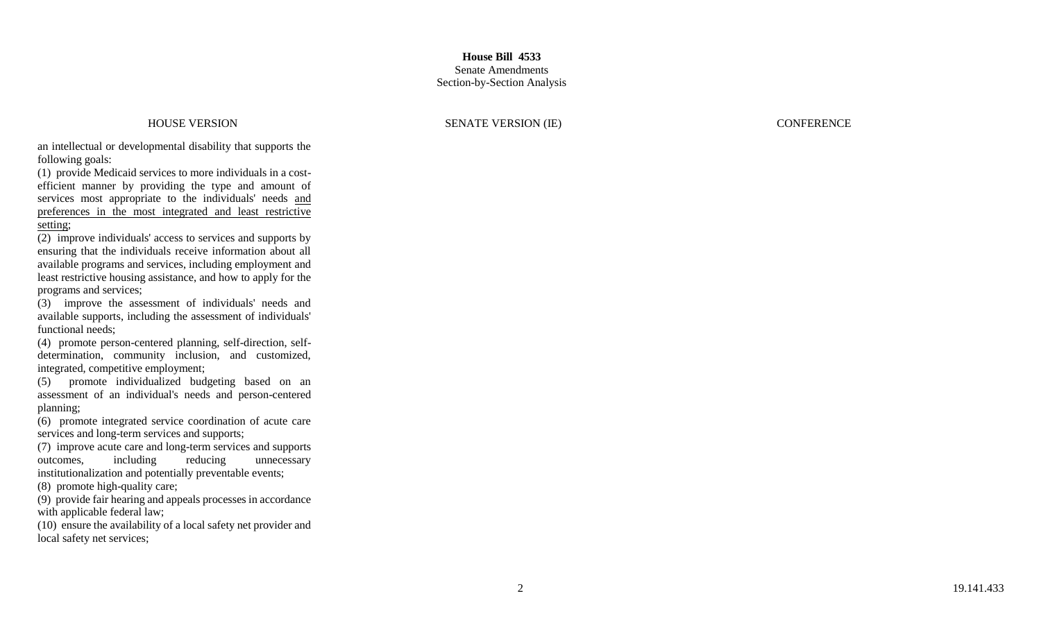**House Bill 4533**
Senate Amendments
Section-by-Section Analysis

| HOUSE VERSION | SENATE VERSION (IE) | CONFERENCE |
|---|---|---|
| an intellectual or developmental disability that supports the following goals:<br>(1) provide Medicaid services to more individuals in a cost-efficient manner by providing the type and amount of services most appropriate to the individuals' needs <u>and preferences in the most integrated and least restrictive setting</u>;<br>(2) improve individuals' access to services and supports by ensuring that the individuals receive information about all available programs and services, including employment and least restrictive housing assistance, and how to apply for the programs and services;<br>(3) improve the assessment of individuals' needs and available supports, including the assessment of individuals' functional needs;<br>(4) promote person-centered planning, self-direction, self-determination, community inclusion, and customized, integrated, competitive employment;<br>(5) promote individualized budgeting based on an assessment of an individual's needs and person-centered planning;<br>(6) promote integrated service coordination of acute care services and long-term services and supports;<br>(7) improve acute care and long-term services and supports outcomes, including reducing unnecessary institutionalization and potentially preventable events;<br>(8) promote high-quality care;<br>(9) provide fair hearing and appeals processes in accordance with applicable federal law;<br>(10) ensure the availability of a local safety net provider and local safety net services; | | |

19.141.433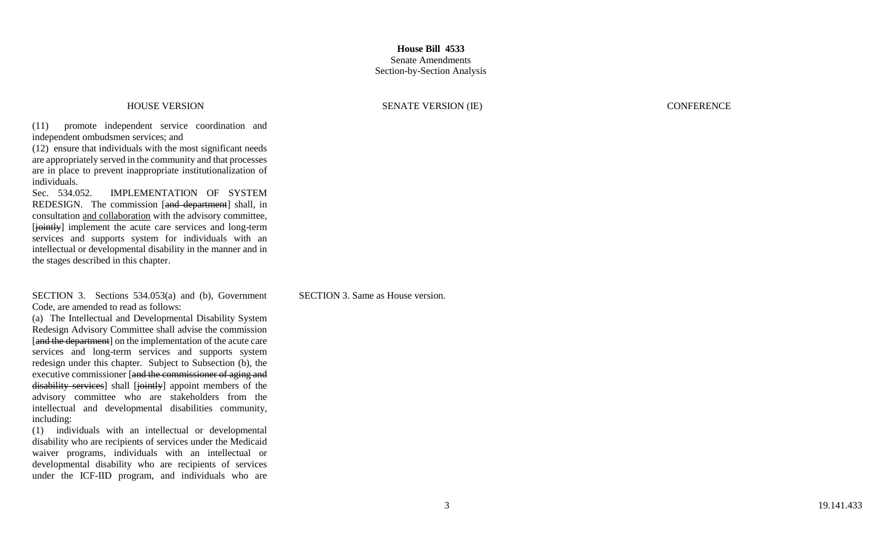**House Bill 4533**
Senate Amendments
Section-by-Section Analysis

| HOUSE VERSION | SENATE VERSION (IE) | CONFERENCE |
| --- | --- | --- |
| (11) promote independent service coordination and independent ombudsmen services; and<br>(12) ensure that individuals with the most significant needs are appropriately served in the community and that processes are in place to prevent inappropriate institutionalization of individuals.<br>Sec. 534.052. IMPLEMENTATION OF SYSTEM REDESIGN. The commission [~~and department~~] shall, in consultation <u>and collaboration</u> with the advisory committee, [~~jointly~~] implement the acute care services and long-term services and supports system for individuals with an intellectual or developmental disability in the manner and in the stages described in this chapter. | | |
| SECTION 3. Sections 534.053(a) and (b), Government Code, are amended to read as follows:<br>(a) The Intellectual and Developmental Disability System Redesign Advisory Committee shall advise the commission [~~and the department~~] on the implementation of the acute care services and long-term services and supports system redesign under this chapter. Subject to Subsection (b), the executive commissioner [~~and the commissioner of aging and disability services~~] shall [~~jointly~~] appoint members of the advisory committee who are stakeholders from the intellectual and developmental disabilities community, including:<br>(1) individuals with an intellectual or developmental disability who are recipients of services under the Medicaid waiver programs, individuals with an intellectual or developmental disability who are recipients of services under the ICF-IID program, and individuals who are | SECTION 3. Same as House version. | |

19.141.433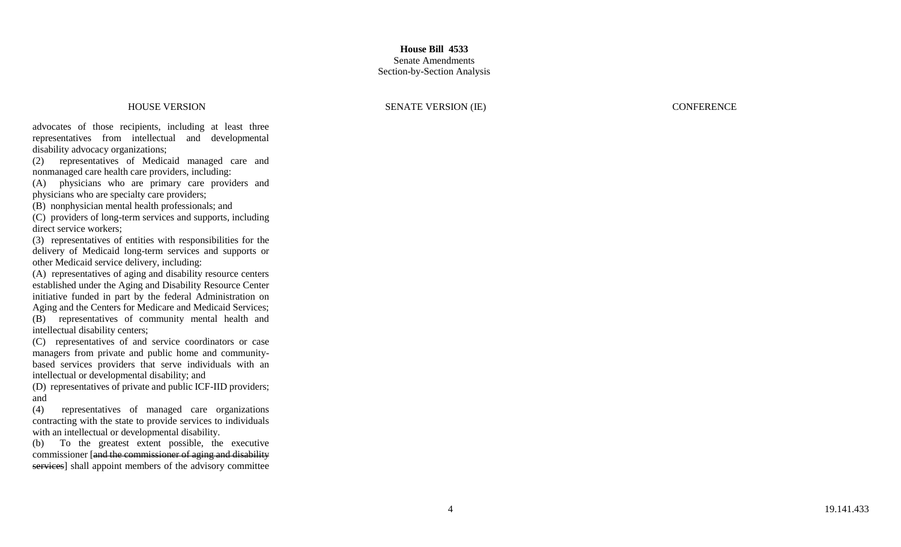| HOUSE VERSION | SENATE VERSION (IE) | CONFERENCE |
|---|---|---|
| advocates of those recipients, including at least three representatives from intellectual and developmental disability advocacy organizations;<br>(2) representatives of Medicaid managed care and nonmanaged care health care providers, including:<br>(A) physicians who are primary care providers and physicians who are specialty care providers;<br>(B) nonphysician mental health professionals; and<br>(C) providers of long-term services and supports, including direct service workers;<br>(3) representatives of entities with responsibilities for the delivery of Medicaid long-term services and supports or other Medicaid service delivery, including:<br>(A) representatives of aging and disability resource centers established under the Aging and Disability Resource Center initiative funded in part by the federal Administration on Aging and the Centers for Medicare and Medicaid Services;<br>(B) representatives of community mental health and intellectual disability centers;<br>(C) representatives of and service coordinators or case managers from private and public home and community-based services providers that serve individuals with an intellectual or developmental disability; and<br>(D) representatives of private and public ICF-IID providers; and<br>(4) representatives of managed care organizations contracting with the state to provide services to individuals with an intellectual or developmental disability.<br>(b) To the greatest extent possible, the executive commissioner [~~and the commissioner of aging and disability services~~] shall appoint members of the advisory committee | | |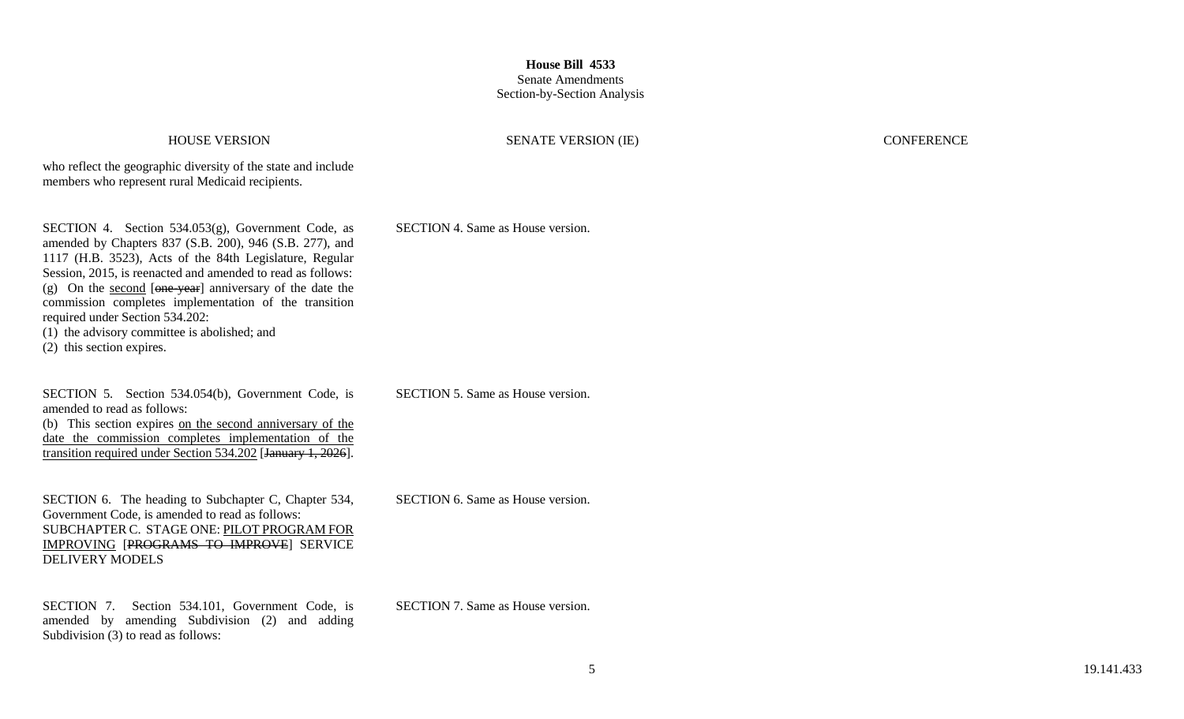**House Bill 4533**
Senate Amendments
Section-by-Section Analysis

| HOUSE VERSION | SENATE VERSION (IE) | CONFERENCE |
|---|---|---|
| who reflect the geographic diversity of the state and include members who represent rural Medicaid recipients. | | |
| SECTION 4. Section 534.053(g), Government Code, as amended by Chapters 837 (S.B. 200), 946 (S.B. 277), and 1117 (H.B. 3523), Acts of the 84th Legislature, Regular Session, 2015, is reenacted and amended to read as follows: (g) On the <u>second</u> [~~one-year~~] anniversary of the date the commission completes implementation of the transition required under Section 534.202: (1) the advisory committee is abolished; and (2) this section expires. | SECTION 4. Same as House version. | |
| SECTION 5. Section 534.054(b), Government Code, is amended to read as follows: (b) This section expires <u>on the second anniversary of the date the commission completes implementation of the transition required under Section 534.202</u> [~~January 1, 2026~~]. | SECTION 5. Same as House version. | |
| SECTION 6. The heading to Subchapter C, Chapter 534, Government Code, is amended to read as follows: SUBCHAPTER C. STAGE ONE: <u>PILOT PROGRAM FOR IMPROVING</u> [~~PROGRAMS TO IMPROVE~~] SERVICE DELIVERY MODELS | SECTION 6. Same as House version. | |
| SECTION 7. Section 534.101, Government Code, is amended by amending Subdivision (2) and adding Subdivision (3) to read as follows: | SECTION 7. Same as House version. | |

19.141.433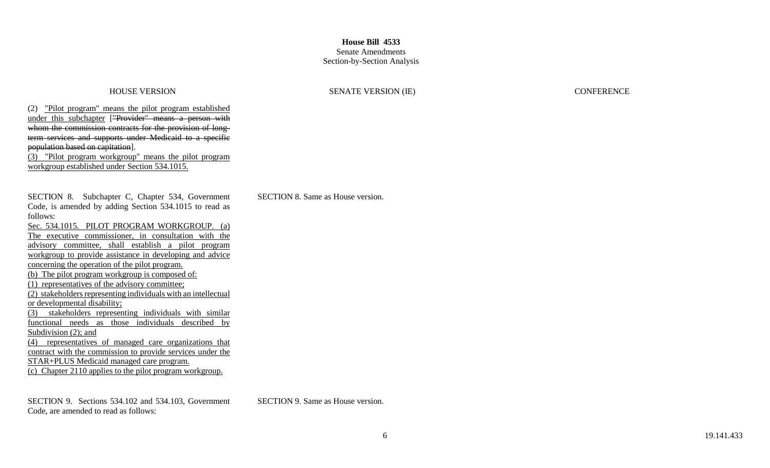**House Bill 4533**
Senate Amendments
Section-by-Section Analysis

| HOUSE VERSION | SENATE VERSION (IE) | CONFERENCE |
|---|---|---|
| (2) <u>"Pilot program" means the pilot program established under this subchapter</u> [~~"Provider" means a person with whom the commission contracts for the provision of long-term services and supports under Medicaid to a specific population based on capitation~~].<br>(3) <u>"Pilot program workgroup" means the pilot program workgroup established under Section 534.1015.</u> | | |
| SECTION 8. Subchapter C, Chapter 534, Government Code, is amended by adding Section 534.1015 to read as follows:<br><u>Sec. 534.1015. PILOT PROGRAM WORKGROUP. (a) The executive commissioner, in consultation with the advisory committee, shall establish a pilot program workgroup to provide assistance in developing and advice concerning the operation of the pilot program.</u><br><u>(b) The pilot program workgroup is composed of:</u><br><u>(1) representatives of the advisory committee;</u><br><u>(2) stakeholders representing individuals with an intellectual or developmental disability;</u><br><u>(3) stakeholders representing individuals with similar functional needs as those individuals described by Subdivision (2); and</u><br><u>(4) representatives of managed care organizations that contract with the commission to provide services under the STAR+PLUS Medicaid managed care program.</u><br><u>(c) Chapter 2110 applies to the pilot program workgroup.</u> | SECTION 8. Same as House version. | |
| SECTION 9. Sections 534.102 and 534.103, Government Code, are amended to read as follows: | SECTION 9. Same as House version. | |

19.141.433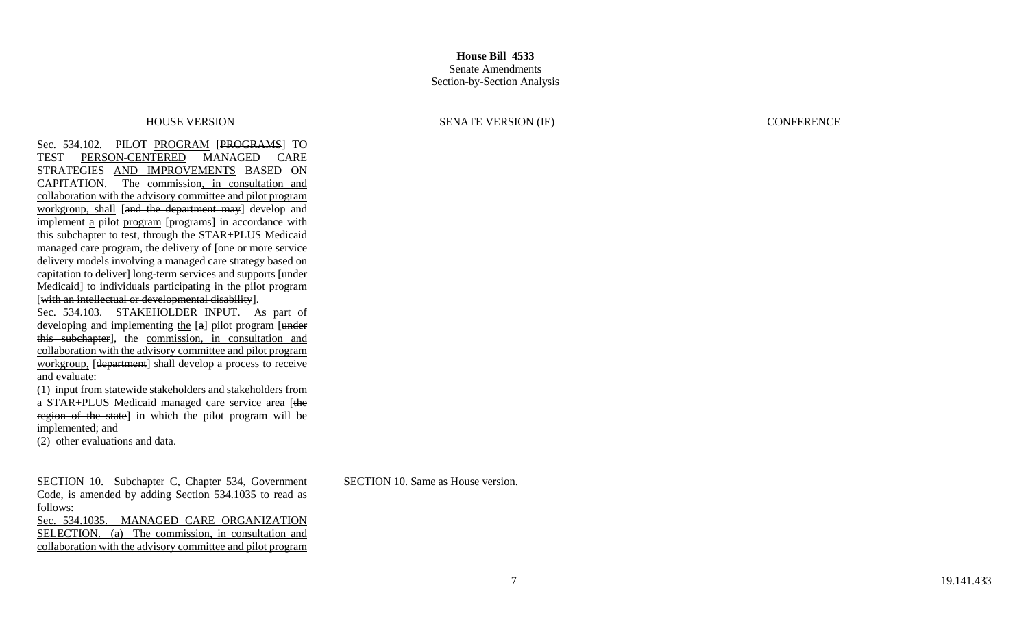| HOUSE VERSION | SENATE VERSION (IE) | CONFERENCE |
| --- | --- | --- |
| Sec. 534.102. PILOT PROGRAM [PROGRAMS] TO TEST PERSON-CENTERED MANAGED CARE STRATEGIES AND IMPROVEMENTS BASED ON CAPITATION. The commission, in consultation and collaboration with the advisory committee and pilot program workgroup, shall [and the department may] develop and implement a pilot program [programs] in accordance with this subchapter to test, through the STAR+PLUS Medicaid managed care program, the delivery of [one or more service delivery models involving a managed care strategy based on capitation to deliver] long-term services and supports [under Medicaid] to individuals participating in the pilot program [with an intellectual or developmental disability].<br>Sec. 534.103. STAKEHOLDER INPUT. As part of developing and implementing the [a] pilot program [under this subchapter], the commission, in consultation and collaboration with the advisory committee and pilot program workgroup, [department] shall develop a process to receive and evaluate:<br>(1) input from statewide stakeholders and stakeholders from a STAR+PLUS Medicaid managed care service area [the region of the state] in which the pilot program will be implemented; and<br>(2) other evaluations and data. | | |
| SECTION 10. Subchapter C, Chapter 534, Government Code, is amended by adding Section 534.1035 to read as follows:<br>Sec. 534.1035. MANAGED CARE ORGANIZATION SELECTION. (a) The commission, in consultation and collaboration with the advisory committee and pilot program | SECTION 10. Same as House version. | |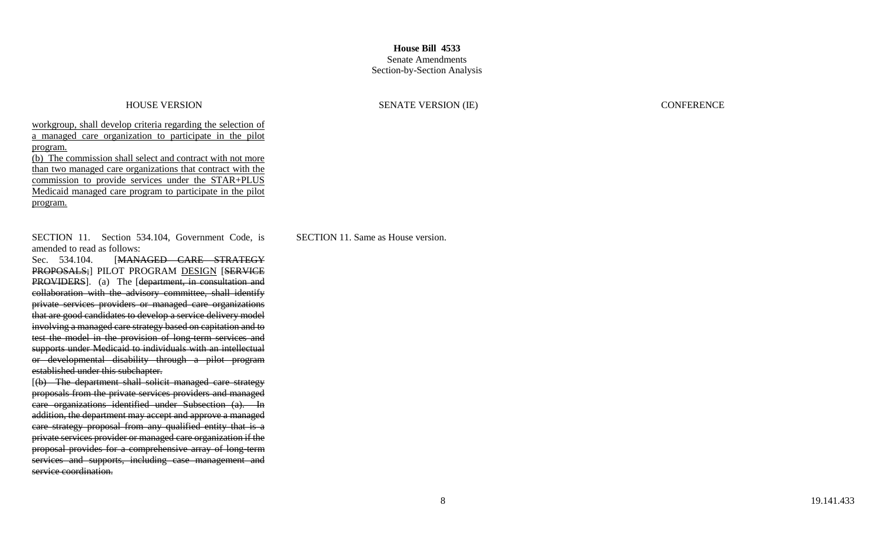**House Bill 4533**
Senate Amendments
Section-by-Section Analysis

| HOUSE VERSION | SENATE VERSION (IE) | CONFERENCE |
| --- | --- | --- |
| workgroup, shall develop criteria regarding the selection of a managed care organization to participate in the pilot program.<br>(b) The commission shall select and contract with not more than two managed care organizations that contract with the commission to provide services under the STAR+PLUS Medicaid managed care program to participate in the pilot program. | | |
| SECTION 11. Section 534.104, Government Code, is amended to read as follows:<br>Sec. 534.104. [~~MANAGED CARE STRATEGY PROPOSALS;~~] PILOT PROGRAM DESIGN [~~SERVICE PROVIDERS~~]. (a) The [~~department, in consultation and collaboration with the advisory committee, shall identify private services providers or managed care organizations that are good candidates to develop a service delivery model involving a managed care strategy based on capitation and to test the model in the provision of long-term services and supports under Medicaid to individuals with an intellectual or developmental disability through a pilot program established under this subchapter.~~<br>[~~(b) The department shall solicit managed care strategy proposals from the private services providers and managed care organizations identified under Subsection (a). In addition, the department may accept and approve a managed care strategy proposal from any qualified entity that is a private services provider or managed care organization if the proposal provides for a comprehensive array of long-term services and supports, including case management and service coordination.~~ | SECTION 11. Same as House version. | |

19.141.433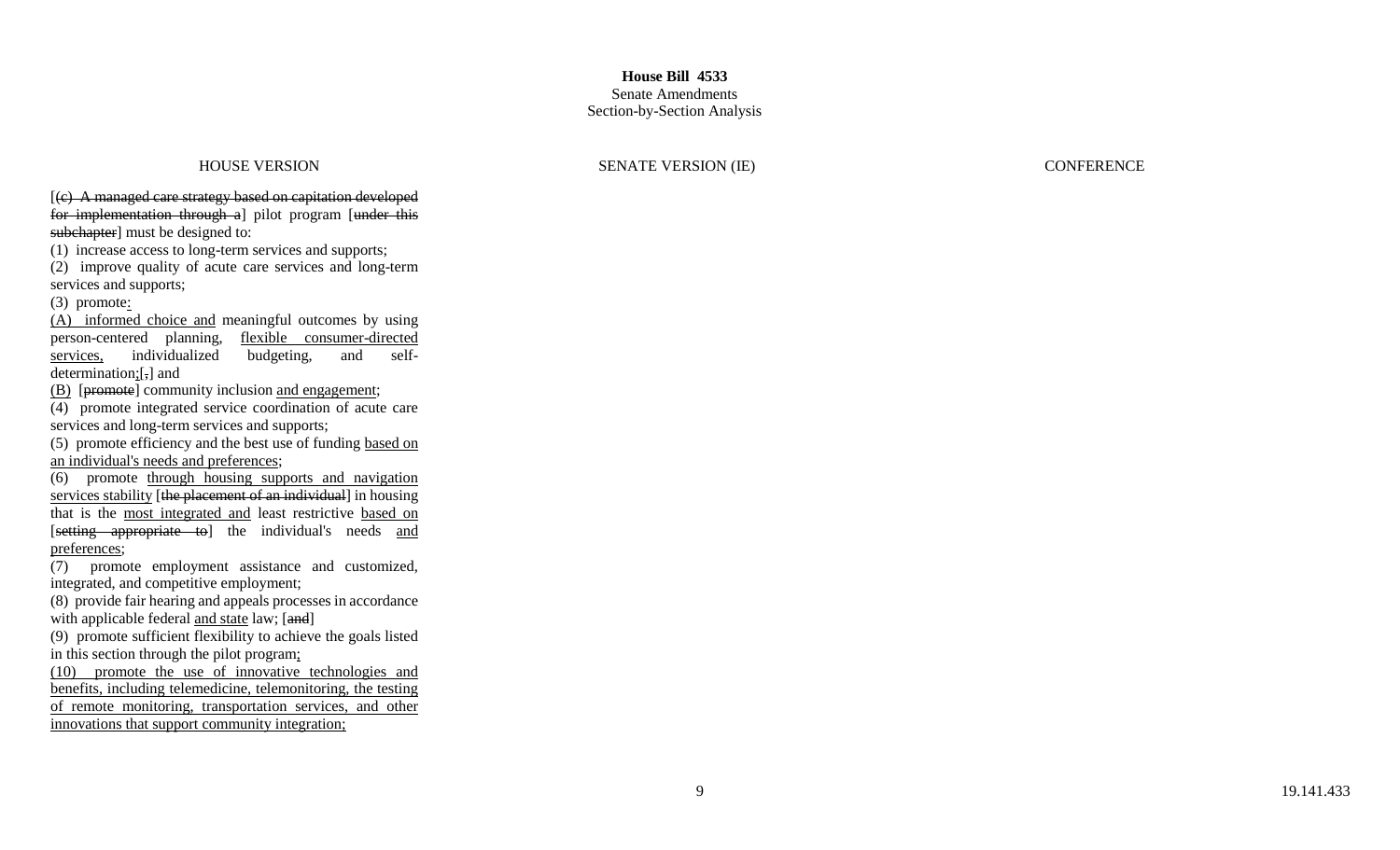**House Bill 4533**
Senate Amendments
Section-by-Section Analysis

| HOUSE VERSION | SENATE VERSION (IE) | CONFERENCE |
| --- | --- | --- |
| [(c) A managed care strategy based on capitation developed for implementation through a] pilot program [under this subchapter] must be designed to:<br>(1) increase access to long-term services and supports;<br>(2) improve quality of acute care services and long-term services and supports;<br>(3) promote:<br>(A) informed choice and meaningful outcomes by using person-centered planning, flexible consumer-directed services, individualized budgeting, and self-determination;[,] and<br>(B) [promote] community inclusion and engagement;<br>(4) promote integrated service coordination of acute care services and long-term services and supports;<br>(5) promote efficiency and the best use of funding based on an individual's needs and preferences;<br>(6) promote through housing supports and navigation services stability [the placement of an individual] in housing that is the most integrated and least restrictive based on [setting appropriate to] the individual's needs and preferences;<br>(7) promote employment assistance and customized, integrated, and competitive employment;<br>(8) provide fair hearing and appeals processes in accordance with applicable federal and state law; [and]<br>(9) promote sufficient flexibility to achieve the goals listed in this section through the pilot program;<br>(10) promote the use of innovative technologies and benefits, including telemedicine, telemonitoring, the testing of remote monitoring, transportation services, and other innovations that support community integration; | | |

19.141.433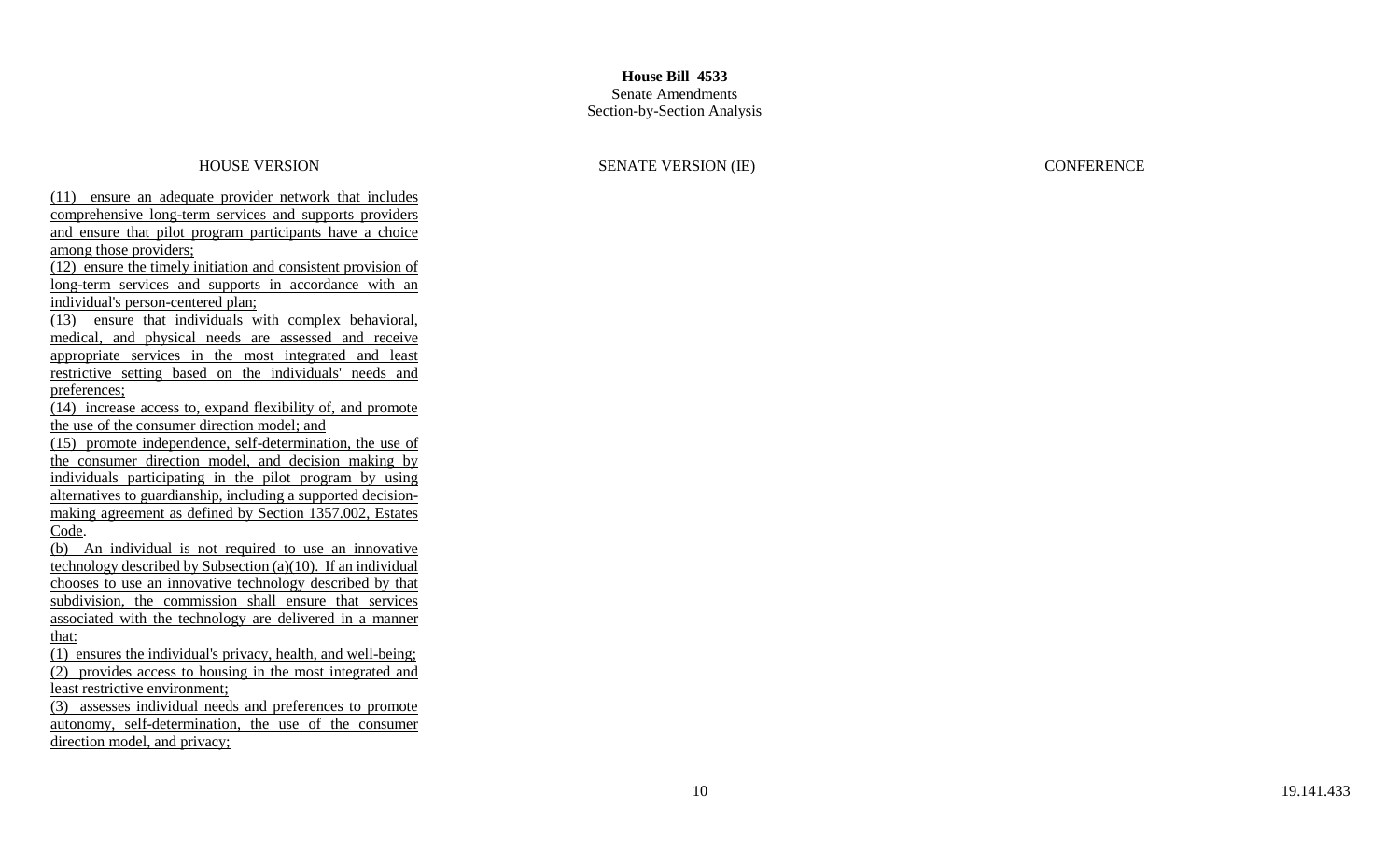**House Bill 4533**
Senate Amendments
Section-by-Section Analysis

| HOUSE VERSION | SENATE VERSION (IE) | CONFERENCE |
| --- | --- | --- |
| (11) ensure an adequate provider network that includes comprehensive long-term services and supports providers and ensure that pilot program participants have a choice among those providers;<br>(12) ensure the timely initiation and consistent provision of long-term services and supports in accordance with an individual's person-centered plan;<br>(13) ensure that individuals with complex behavioral, medical, and physical needs are assessed and receive appropriate services in the most integrated and least restrictive setting based on the individuals' needs and preferences;<br>(14) increase access to, expand flexibility of, and promote the use of the consumer direction model; and<br>(15) promote independence, self-determination, the use of the consumer direction model, and decision making by individuals participating in the pilot program by using alternatives to guardianship, including a supported decision-making agreement as defined by Section 1357.002, Estates Code.<br>(b) An individual is not required to use an innovative technology described by Subsection (a)(10). If an individual chooses to use an innovative technology described by that subdivision, the commission shall ensure that services associated with the technology are delivered in a manner that:<br>(1) ensures the individual's privacy, health, and well-being;<br>(2) provides access to housing in the most integrated and least restrictive environment;<br>(3) assesses individual needs and preferences to promote autonomy, self-determination, the use of the consumer direction model, and privacy; | | |

19.141.433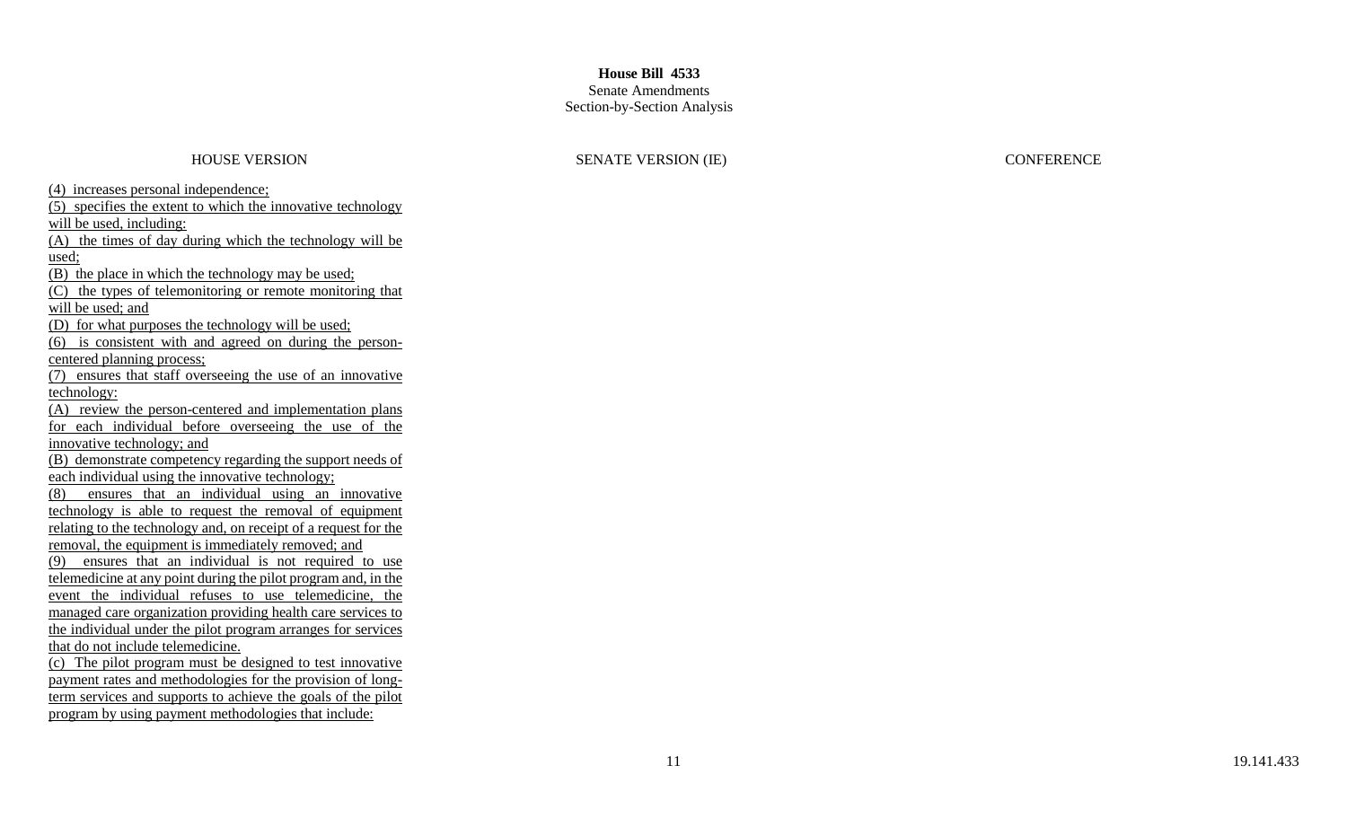**House Bill 4533**
Senate Amendments
Section-by-Section Analysis

| HOUSE VERSION | SENATE VERSION (IE) | CONFERENCE |
|---|---|---|
| (4) increases personal independence;<br>(5) specifies the extent to which the innovative technology will be used, including:<br>(A) the times of day during which the technology will be used;<br>(B) the place in which the technology may be used;<br>(C) the types of telemonitoring or remote monitoring that will be used; and<br>(D) for what purposes the technology will be used;<br>(6) is consistent with and agreed on during the person-centered planning process;<br>(7) ensures that staff overseeing the use of an innovative technology:<br>(A) review the person-centered and implementation plans for each individual before overseeing the use of the innovative technology; and<br>(B) demonstrate competency regarding the support needs of each individual using the innovative technology;<br>(8) ensures that an individual using an innovative technology is able to request the removal of equipment relating to the technology and, on receipt of a request for the removal, the equipment is immediately removed; and<br>(9) ensures that an individual is not required to use telemedicine at any point during the pilot program and, in the event the individual refuses to use telemedicine, the managed care organization providing health care services to the individual under the pilot program arranges for services that do not include telemedicine.<br>(c) The pilot program must be designed to test innovative payment rates and methodologies for the provision of long-term services and supports to achieve the goals of the pilot program by using payment methodologies that include: | | |

19.141.433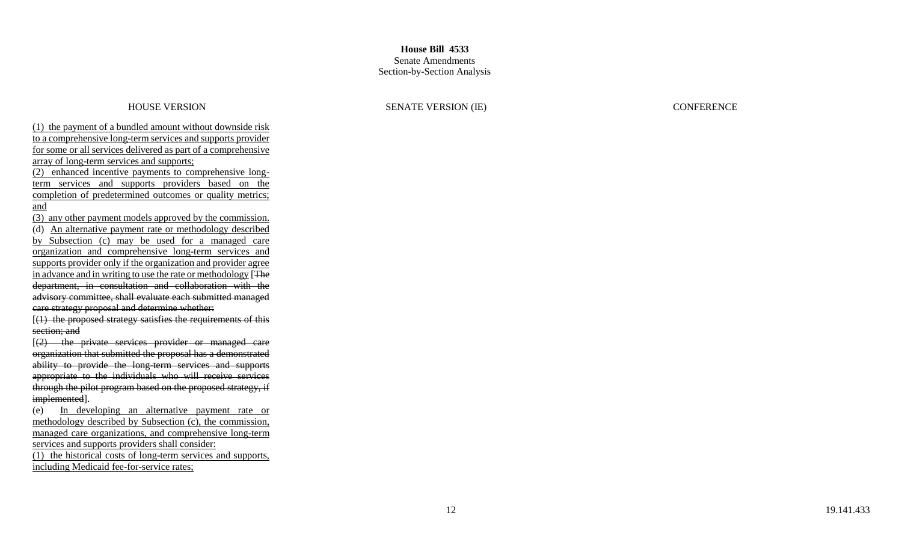**House Bill 4533**
Senate Amendments
Section-by-Section Analysis

| HOUSE VERSION | SENATE VERSION (IE) | CONFERENCE |
| --- | --- | --- |
| (1) the payment of a bundled amount without downside risk to a comprehensive long-term services and supports provider for some or all services delivered as part of a comprehensive array of long-term services and supports;<br>(2) enhanced incentive payments to comprehensive long-term services and supports providers based on the completion of predetermined outcomes or quality metrics; and<br>(3) any other payment models approved by the commission.<br>(d) An alternative payment rate or methodology described by Subsection (c) may be used for a managed care organization and comprehensive long-term services and supports provider only if the organization and provider agree in advance and in writing to use the rate or methodology [~~The department, in consultation and collaboration with the advisory committee, shall evaluate each submitted managed care strategy proposal and determine whether:~~<br>[~~(1) the proposed strategy satisfies the requirements of this section; and~~<br>[~~(2) the private services provider or managed care organization that submitted the proposal has a demonstrated ability to provide the long-term services and supports appropriate to the individuals who will receive services through the pilot program based on the proposed strategy, if implemented~~].<br>(e) In developing an alternative payment rate or methodology described by Subsection (c), the commission, managed care organizations, and comprehensive long-term services and supports providers shall consider:<br>(1) the historical costs of long-term services and supports, including Medicaid fee-for-service rates; | | |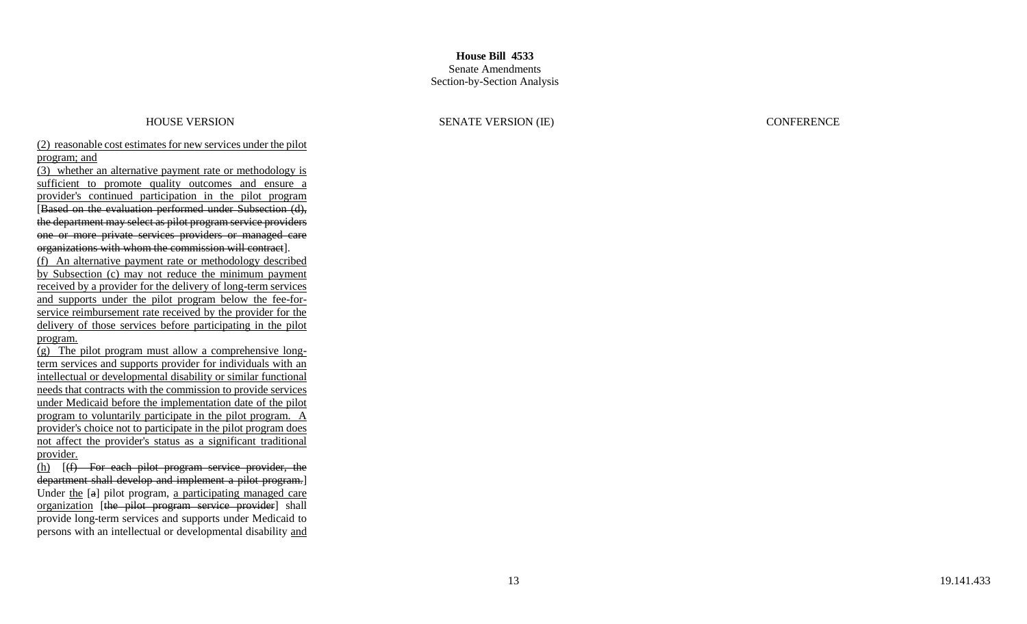| HOUSE VERSION | SENATE VERSION (IE) | CONFERENCE |
| --- | --- | --- |
| (2) reasonable cost estimates for new services under the pilot program; and<br>(3) whether an alternative payment rate or methodology is sufficient to promote quality outcomes and ensure a provider's continued participation in the pilot program [~~Based on the evaluation performed under Subsection (d), the department may select as pilot program service providers one or more private services providers or managed care organizations with whom the commission will contract~~].<br>(f) An alternative payment rate or methodology described by Subsection (c) may not reduce the minimum payment received by a provider for the delivery of long-term services and supports under the pilot program below the fee-for-service reimbursement rate received by the provider for the delivery of those services before participating in the pilot program.<br>(g) The pilot program must allow a comprehensive long-term services and supports provider for individuals with an intellectual or developmental disability or similar functional needs that contracts with the commission to provide services under Medicaid before the implementation date of the pilot program to voluntarily participate in the pilot program. A provider's choice not to participate in the pilot program does not affect the provider's status as a significant traditional provider.<br>(h) [~~(f) For each pilot program service provider, the department shall develop and implement a pilot program.~~] Under the [~~a~~] pilot program, a participating managed care organization [~~the pilot program service provider~~] shall provide long-term services and supports under Medicaid to persons with an intellectual or developmental disability and | | |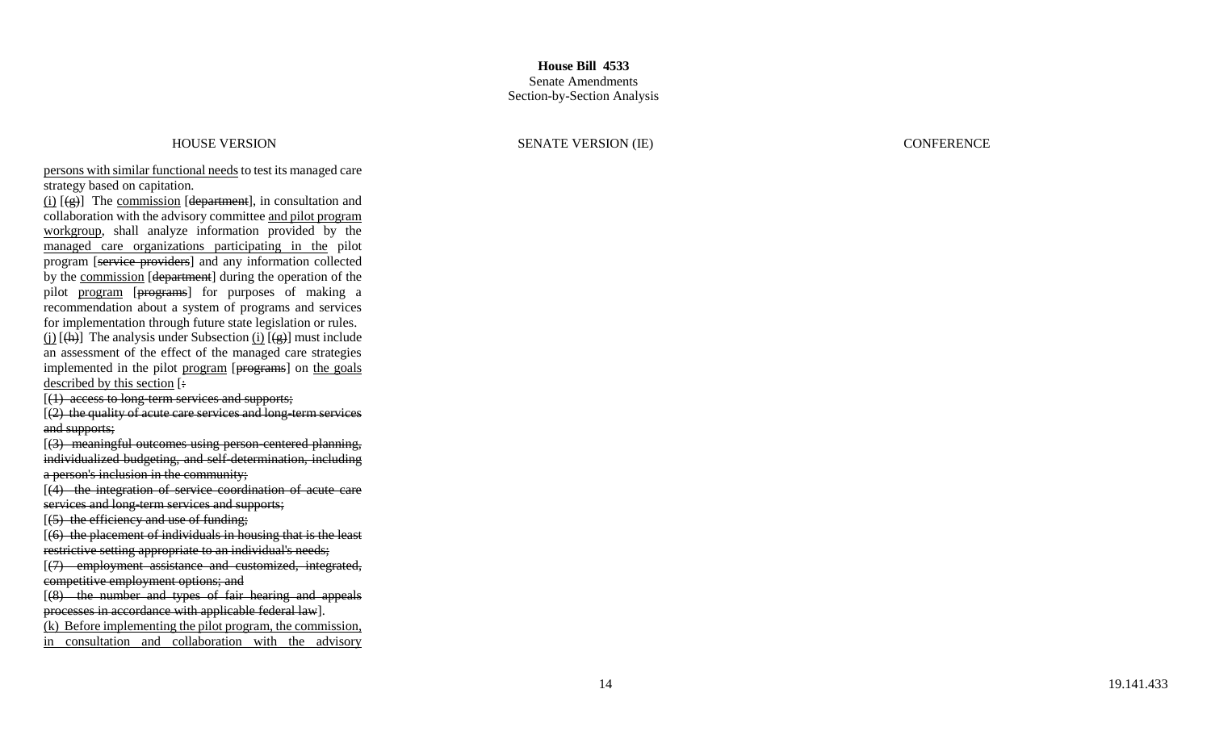**House Bill 4533**
Senate Amendments
Section-by-Section Analysis

| HOUSE VERSION | SENATE VERSION (IE) | CONFERENCE |
|---|---|---|
| persons with similar functional needs to test its managed care strategy based on capitation.<br>(i) [(g)] The commission [department], in consultation and collaboration with the advisory committee and pilot program workgroup, shall analyze information provided by the managed care organizations participating in the pilot program [service providers] and any information collected by the commission [department] during the operation of the pilot program [programs] for purposes of making a recommendation about a system of programs and services for implementation through future state legislation or rules.<br>(j) [(h)] The analysis under Subsection (i) [(g)] must include an assessment of the effect of the managed care strategies implemented in the pilot program [programs] on the goals described by this section [:<br>[(1) access to long-term services and supports;<br>[(2) the quality of acute care services and long-term services and supports;<br>[(3) meaningful outcomes using person-centered planning, individualized budgeting, and self-determination, including a person's inclusion in the community;<br>[(4) the integration of service coordination of acute care services and long-term services and supports;<br>[(5) the efficiency and use of funding;<br>[(6) the placement of individuals in housing that is the least restrictive setting appropriate to an individual's needs;<br>[(7) employment assistance and customized, integrated, competitive employment options; and<br>[(8) the number and types of fair hearing and appeals processes in accordance with applicable federal law].<br>(k) Before implementing the pilot program, the commission, in consultation and collaboration with the advisory | | |

19.141.433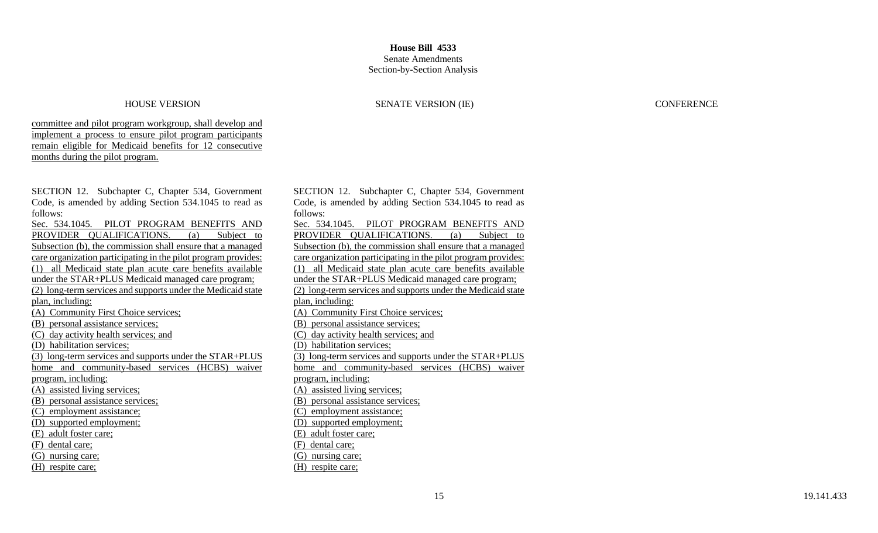**House Bill 4533**
Senate Amendments
Section-by-Section Analysis

| HOUSE VERSION | SENATE VERSION (IE) | CONFERENCE |
| --- | --- | --- |
| committee and pilot program workgroup, shall develop and implement a process to ensure pilot program participants remain eligible for Medicaid benefits for 12 consecutive months during the pilot program. | | |
| SECTION 12. Subchapter C, Chapter 534, Government Code, is amended by adding Section 534.1045 to read as follows:<br>Sec. 534.1045. PILOT PROGRAM BENEFITS AND PROVIDER QUALIFICATIONS. (a) Subject to Subsection (b), the commission shall ensure that a managed care organization participating in the pilot program provides:<br>(1) all Medicaid state plan acute care benefits available under the STAR+PLUS Medicaid managed care program;<br>(2) long-term services and supports under the Medicaid state plan, including:<br>(A) Community First Choice services;<br>(B) personal assistance services;<br>(C) day activity health services; and<br>(D) habilitation services;<br>(3) long-term services and supports under the STAR+PLUS home and community-based services (HCBS) waiver program, including:<br>(A) assisted living services;<br>(B) personal assistance services;<br>(C) employment assistance;<br>(D) supported employment;<br>(E) adult foster care;<br>(F) dental care;<br>(G) nursing care;<br>(H) respite care; | SECTION 12. Subchapter C, Chapter 534, Government Code, is amended by adding Section 534.1045 to read as follows:<br>Sec. 534.1045. PILOT PROGRAM BENEFITS AND PROVIDER QUALIFICATIONS. (a) Subject to Subsection (b), the commission shall ensure that a managed care organization participating in the pilot program provides:<br>(1) all Medicaid state plan acute care benefits available under the STAR+PLUS Medicaid managed care program;<br>(2) long-term services and supports under the Medicaid state plan, including:<br>(A) Community First Choice services;<br>(B) personal assistance services;<br>(C) day activity health services; and<br>(D) habilitation services;<br>(3) long-term services and supports under the STAR+PLUS home and community-based services (HCBS) waiver program, including:<br>(A) assisted living services;<br>(B) personal assistance services;<br>(C) employment assistance;<br>(D) supported employment;<br>(E) adult foster care;<br>(F) dental care;<br>(G) nursing care;<br>(H) respite care; | |

19.141.433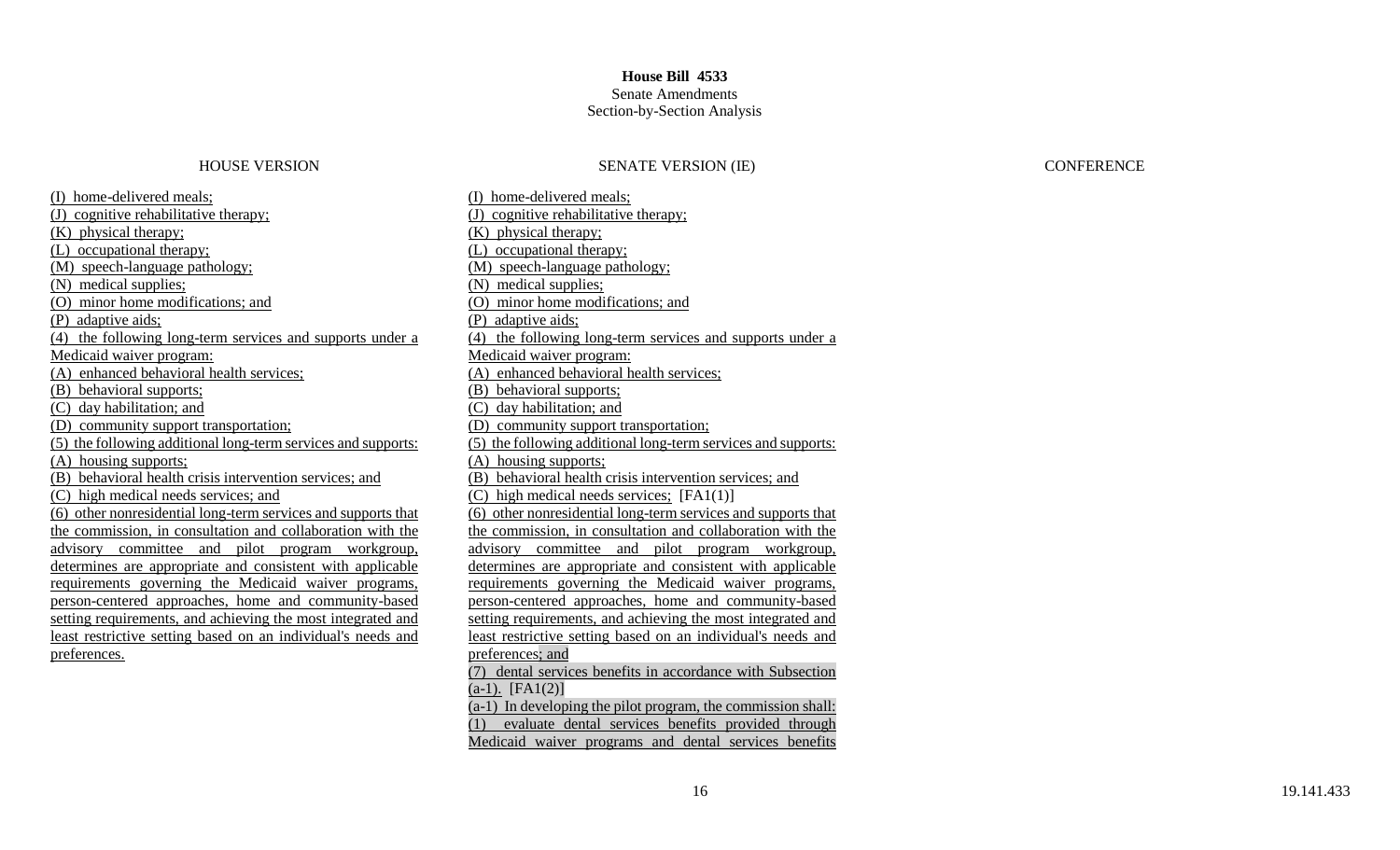**House Bill 4533**
Senate Amendments
Section-by-Section Analysis

| HOUSE VERSION | SENATE VERSION (IE) | CONFERENCE |
| --- | --- | --- |
| (I) home-delivered meals;<br>(J) cognitive rehabilitative therapy;<br>(K) physical therapy;<br>(L) occupational therapy;<br>(M) speech-language pathology;<br>(N) medical supplies;<br>(O) minor home modifications; and<br>(P) adaptive aids;<br>(4) the following long-term services and supports under a Medicaid waiver program:<br>(A) enhanced behavioral health services;<br>(B) behavioral supports;<br>(C) day habilitation; and<br>(D) community support transportation;<br>(5) the following additional long-term services and supports:<br>(A) housing supports;<br>(B) behavioral health crisis intervention services; and<br>(C) high medical needs services; and<br>(6) other nonresidential long-term services and supports that the commission, in consultation and collaboration with the advisory committee and pilot program workgroup, determines are appropriate and consistent with applicable requirements governing the Medicaid waiver programs, person-centered approaches, home and community-based setting requirements, and achieving the most integrated and least restrictive setting based on an individual's needs and preferences. | (I) home-delivered meals;<br>(J) cognitive rehabilitative therapy;<br>(K) physical therapy;<br>(L) occupational therapy;<br>(M) speech-language pathology;<br>(N) medical supplies;<br>(O) minor home modifications; and<br>(P) adaptive aids;<br>(4) the following long-term services and supports under a Medicaid waiver program:<br>(A) enhanced behavioral health services;<br>(B) behavioral supports;<br>(C) day habilitation; and<br>(D) community support transportation;<br>(5) the following additional long-term services and supports:<br>(A) housing supports;<br>(B) behavioral health crisis intervention services; and<br>(C) high medical needs services; [FA1(1)]<br>(6) other nonresidential long-term services and supports that the commission, in consultation and collaboration with the advisory committee and pilot program workgroup, determines are appropriate and consistent with applicable requirements governing the Medicaid waiver programs, person-centered approaches, home and community-based setting requirements, and achieving the most integrated and least restrictive setting based on an individual's needs and preferences; and<br>(7) dental services benefits in accordance with Subsection (a-1). [FA1(2)]<br>(a-1) In developing the pilot program, the commission shall:<br>(1) evaluate dental services benefits provided through Medicaid waiver programs and dental services benefits | |

19.141.433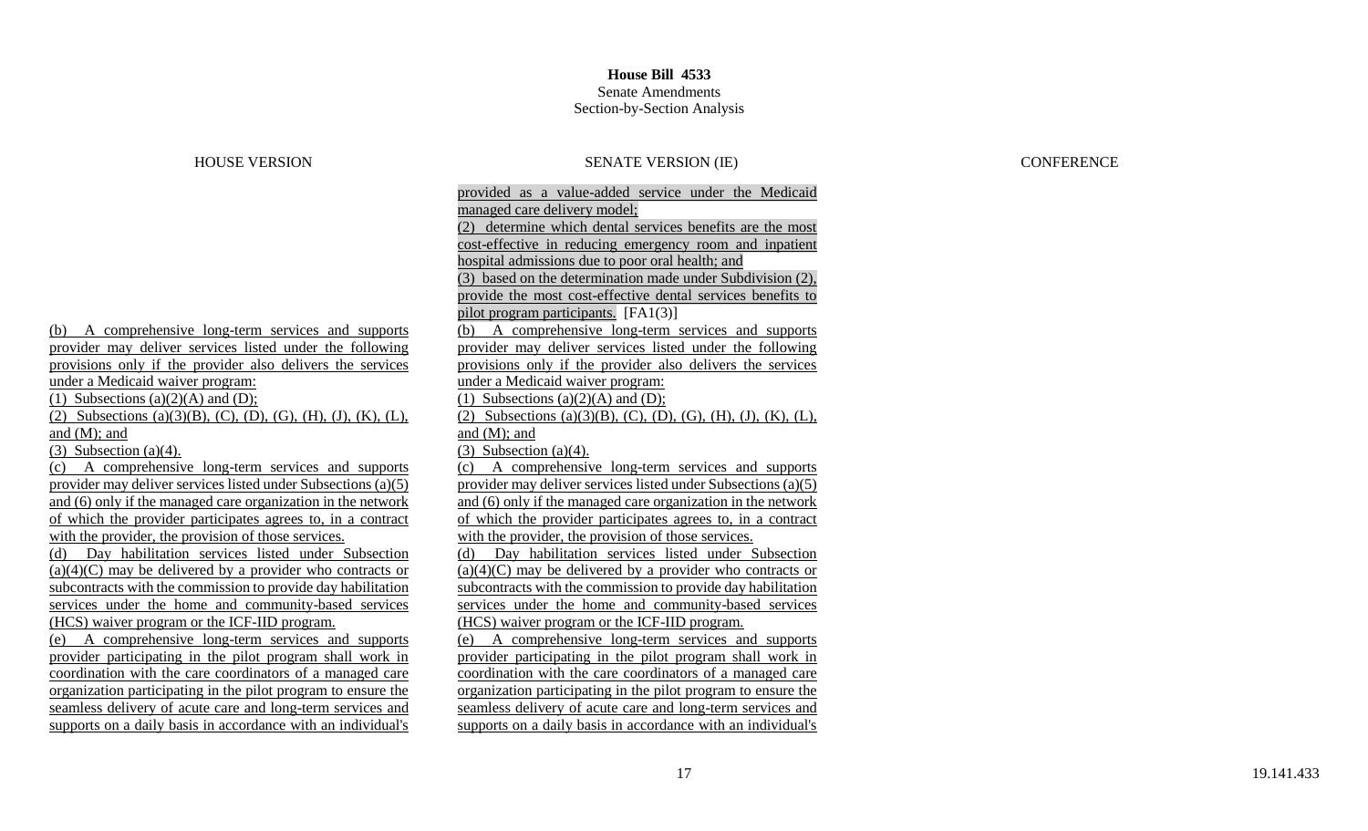**House Bill 4533**
Senate Amendments
Section-by-Section Analysis

| HOUSE VERSION | SENATE VERSION (IE) | CONFERENCE |
| --- | --- | --- |
| | provided as a value-added service under the Medicaid managed care delivery model; (2) determine which dental services benefits are the most cost-effective in reducing emergency room and inpatient hospital admissions due to poor oral health; and (3) based on the determination made under Subdivision (2), provide the most cost-effective dental services benefits to pilot program participants. [FA1(3)] | |
| (b) A comprehensive long-term services and supports provider may deliver services listed under the following provisions only if the provider also delivers the services under a Medicaid waiver program: (1) Subsections (a)(2)(A) and (D); (2) Subsections (a)(3)(B), (C), (D), (G), (H), (J), (K), (L), and (M); and (3) Subsection (a)(4). | (b) A comprehensive long-term services and supports provider may deliver services listed under the following provisions only if the provider also delivers the services under a Medicaid waiver program: (1) Subsections (a)(2)(A) and (D); (2) Subsections (a)(3)(B), (C), (D), (G), (H), (J), (K), (L), and (M); and (3) Subsection (a)(4). | |
| (c) A comprehensive long-term services and supports provider may deliver services listed under Subsections (a)(5) and (6) only if the managed care organization in the network of which the provider participates agrees to, in a contract with the provider, the provision of those services. | (c) A comprehensive long-term services and supports provider may deliver services listed under Subsections (a)(5) and (6) only if the managed care organization in the network of which the provider participates agrees to, in a contract with the provider, the provision of those services. | |
| (d) Day habilitation services listed under Subsection (a)(4)(C) may be delivered by a provider who contracts or subcontracts with the commission to provide day habilitation services under the home and community-based services (HCS) waiver program or the ICF-IID program. | (d) Day habilitation services listed under Subsection (a)(4)(C) may be delivered by a provider who contracts or subcontracts with the commission to provide day habilitation services under the home and community-based services (HCS) waiver program or the ICF-IID program. | |
| (e) A comprehensive long-term services and supports provider participating in the pilot program shall work in coordination with the care coordinators of a managed care organization participating in the pilot program to ensure the seamless delivery of acute care and long-term services and supports on a daily basis in accordance with an individual's | (e) A comprehensive long-term services and supports provider participating in the pilot program shall work in coordination with the care coordinators of a managed care organization participating in the pilot program to ensure the seamless delivery of acute care and long-term services and supports on a daily basis in accordance with an individual's | |

19.141.433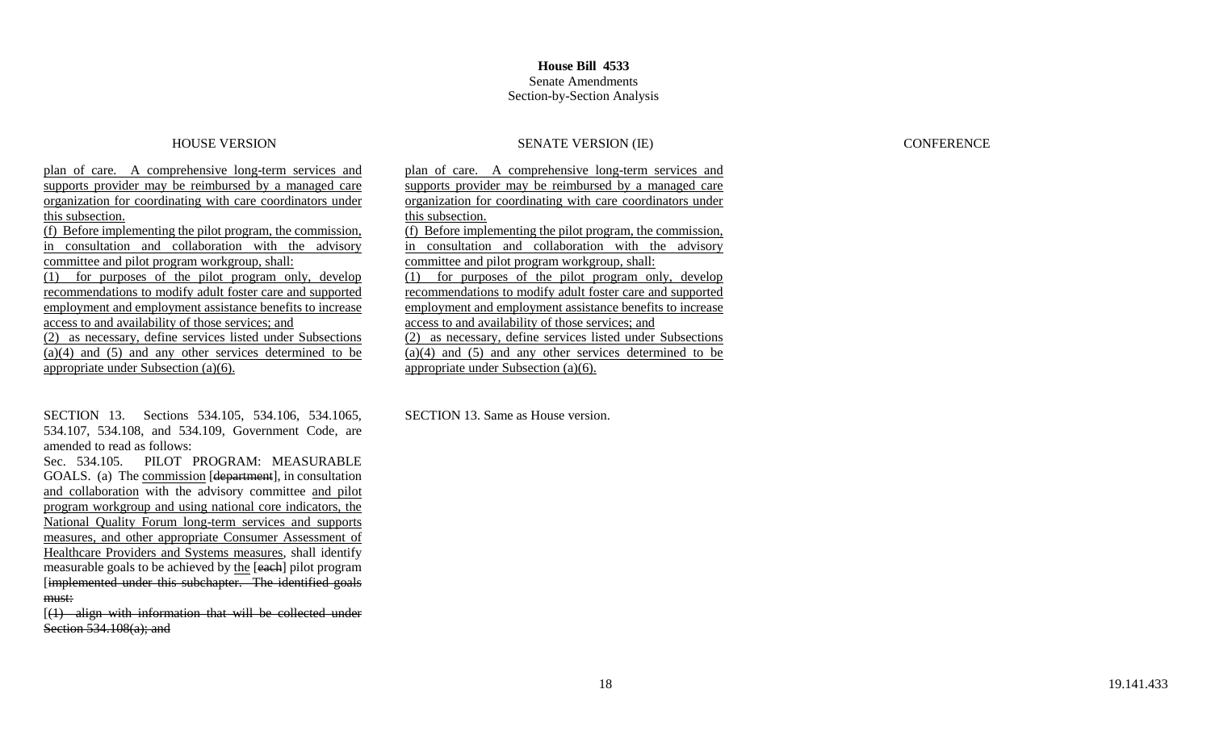**House Bill 4533**
Senate Amendments
Section-by-Section Analysis

| HOUSE VERSION | SENATE VERSION (IE) | CONFERENCE |
|---|---|---|
| plan of care. A comprehensive long-term services and supports provider may be reimbursed by a managed care organization for coordinating with care coordinators under this subsection.<br>(f) Before implementing the pilot program, the commission, in consultation and collaboration with the advisory committee and pilot program workgroup, shall:<br>(1) for purposes of the pilot program only, develop recommendations to modify adult foster care and supported employment and employment assistance benefits to increase access to and availability of those services; and<br>(2) as necessary, define services listed under Subsections (a)(4) and (5) and any other services determined to be appropriate under Subsection (a)(6). | plan of care. A comprehensive long-term services and supports provider may be reimbursed by a managed care organization for coordinating with care coordinators under this subsection.<br>(f) Before implementing the pilot program, the commission, in consultation and collaboration with the advisory committee and pilot program workgroup, shall:<br>(1) for purposes of the pilot program only, develop recommendations to modify adult foster care and supported employment and employment assistance benefits to increase access to and availability of those services; and<br>(2) as necessary, define services listed under Subsections (a)(4) and (5) and any other services determined to be appropriate under Subsection (a)(6). | |
| SECTION 13. Sections 534.105, 534.106, 534.1065, 534.107, 534.108, and 534.109, Government Code, are amended to read as follows:<br>Sec. 534.105. PILOT PROGRAM: MEASURABLE GOALS. (a) The commission [~~department~~], in consultation and collaboration with the advisory committee and pilot program workgroup and using national core indicators, the National Quality Forum long-term services and supports measures, and other appropriate Consumer Assessment of Healthcare Providers and Systems measures, shall identify measurable goals to be achieved by the [~~each~~] pilot program [~~implemented under this subchapter. The identified goals must:~~<br>[~~(1) align with information that will be collected under Section 534.108(a); and~~ | SECTION 13. Same as House version. | |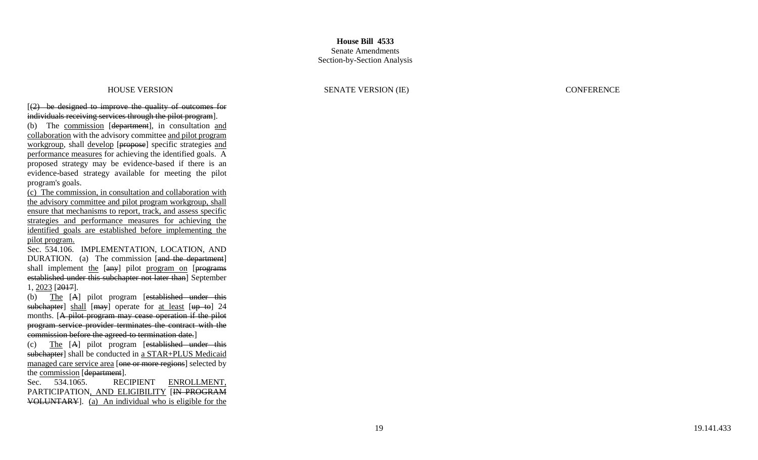**House Bill 4533**
Senate Amendments
Section-by-Section Analysis

| HOUSE VERSION | SENATE VERSION (IE) | CONFERENCE |
| --- | --- | --- |
| [~~(2) be designed to improve the quality of outcomes for individuals receiving services through the pilot program~~]. <br> (b) The <u>commission</u> [~~department~~], in consultation <u>and collaboration</u> with the advisory committee <u>and pilot program workgroup</u>, shall <u>develop</u> [~~propose~~] specific strategies <u>and performance measures</u> for achieving the identified goals. A proposed strategy may be evidence-based if there is an evidence-based strategy available for meeting the pilot program's goals. <br> <u>(c) The commission, in consultation and collaboration with the advisory committee and pilot program workgroup, shall ensure that mechanisms to report, track, and assess specific strategies and performance measures for achieving the identified goals are established before implementing the pilot program.</u> <br> Sec. 534.106. IMPLEMENTATION, LOCATION, AND DURATION. (a) The commission [~~and the department~~] shall implement <u>the</u> [~~any~~] pilot <u>program on</u> [~~programs established under this subchapter not later than~~] September 1, <u>2023</u> [~~2017~~]. <br> (b) <u>The</u> [~~A~~] pilot program [~~established under this subchapter~~] <u>shall</u> [~~may~~] operate for <u>at least</u> [~~up to~~] 24 months. [~~A pilot program may cease operation if the pilot program service provider terminates the contract with the commission before the agreed-to termination date.~~] <br> (c) <u>The</u> [~~A~~] pilot program [~~established under this subchapter~~] shall be conducted in <u>a STAR+PLUS Medicaid managed care service area</u> [~~one or more regions~~] selected by the <u>commission</u> [~~department~~]. <br> Sec. 534.1065. RECIPIENT <u>ENROLLMENT,</u> PARTICIPATION<u>, AND ELIGIBILITY</u> [~~IN PROGRAM VOLUNTARY~~]. <u>(a) An individual who is eligible for the</u> | | |

19.141.433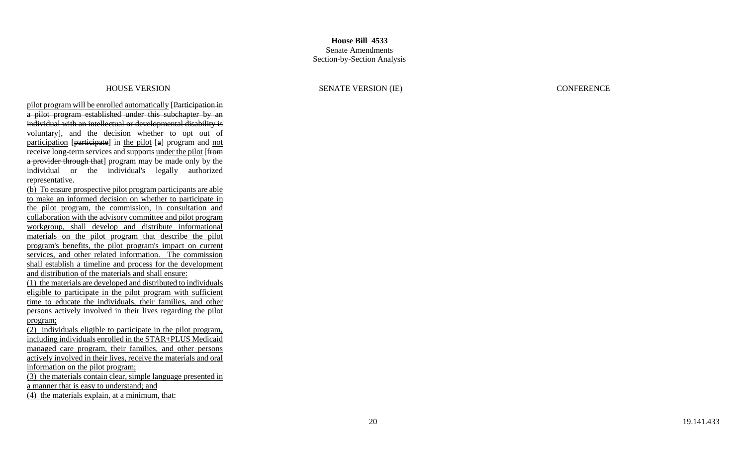| HOUSE VERSION | SENATE VERSION (IE) | CONFERENCE |
|---|---|---|
| pilot program will be enrolled automatically [~~Participation in a pilot program established under this subchapter by an individual with an intellectual or developmental disability is voluntary~~], and the decision whether to opt out of participation [~~participate~~] in the pilot [~~a~~] program and not receive long-term services and supports under the pilot [~~from a provider through that~~] program may be made only by the individual or the individual's legally authorized representative.<br><br>(b) To ensure prospective pilot program participants are able to make an informed decision on whether to participate in the pilot program, the commission, in consultation and collaboration with the advisory committee and pilot program workgroup, shall develop and distribute informational materials on the pilot program that describe the pilot program's benefits, the pilot program's impact on current services, and other related information. The commission shall establish a timeline and process for the development and distribution of the materials and shall ensure:<br><br>(1) the materials are developed and distributed to individuals eligible to participate in the pilot program with sufficient time to educate the individuals, their families, and other persons actively involved in their lives regarding the pilot program;<br><br>(2) individuals eligible to participate in the pilot program, including individuals enrolled in the STAR+PLUS Medicaid managed care program, their families, and other persons actively involved in their lives, receive the materials and oral information on the pilot program;<br><br>(3) the materials contain clear, simple language presented in a manner that is easy to understand; and<br><br>(4) the materials explain, at a minimum, that: | | |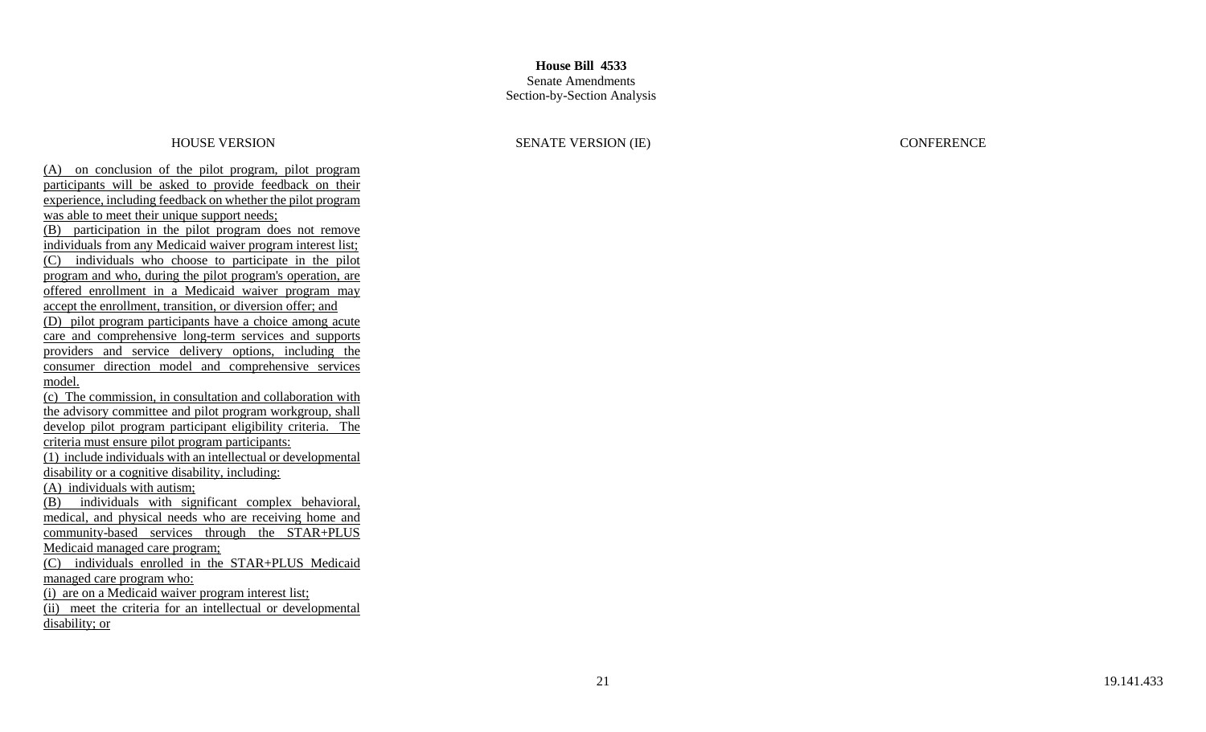**House Bill 4533**
Senate Amendments
Section-by-Section Analysis

| HOUSE VERSION | SENATE VERSION (IE) | CONFERENCE |
|---|---|---|
| (A) on conclusion of the pilot program, pilot program participants will be asked to provide feedback on their experience, including feedback on whether the pilot program was able to meet their unique support needs;<br>(B) participation in the pilot program does not remove individuals from any Medicaid waiver program interest list;<br>(C) individuals who choose to participate in the pilot program and who, during the pilot program's operation, are offered enrollment in a Medicaid waiver program may accept the enrollment, transition, or diversion offer; and<br>(D) pilot program participants have a choice among acute care and comprehensive long-term services and supports providers and service delivery options, including the consumer direction model and comprehensive services model.<br>(c) The commission, in consultation and collaboration with the advisory committee and pilot program workgroup, shall develop pilot program participant eligibility criteria. The criteria must ensure pilot program participants:<br>(1) include individuals with an intellectual or developmental disability or a cognitive disability, including:<br>(A) individuals with autism;<br>(B) individuals with significant complex behavioral, medical, and physical needs who are receiving home and community-based services through the STAR+PLUS Medicaid managed care program;<br>(C) individuals enrolled in the STAR+PLUS Medicaid managed care program who:<br>(i) are on a Medicaid waiver program interest list;<br>(ii) meet the criteria for an intellectual or developmental disability; or | | |

19.141.433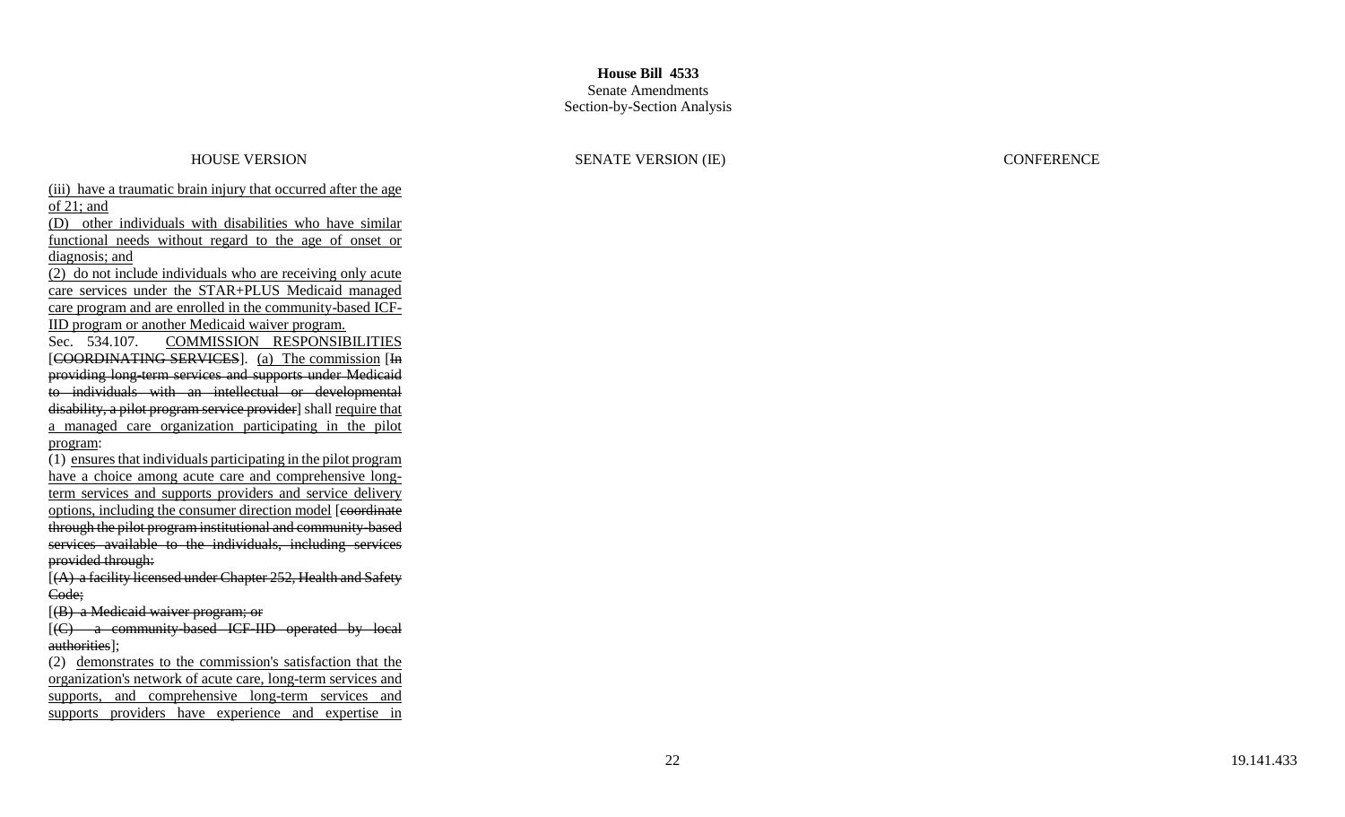**House Bill 4533**
Senate Amendments
Section-by-Section Analysis

| HOUSE VERSION | SENATE VERSION (IE) | CONFERENCE |
|---|---|---|
| (iii) have a traumatic brain injury that occurred after the age of 21; and<br>(D) other individuals with disabilities who have similar functional needs without regard to the age of onset or diagnosis; and<br>(2) do not include individuals who are receiving only acute care services under the STAR+PLUS Medicaid managed care program and are enrolled in the community-based ICF-IID program or another Medicaid waiver program.<br>Sec. 534.107. COMMISSION RESPONSIBILITIES [~~COORDINATING SERVICES~~]. (a) The commission [~~In providing long-term services and supports under Medicaid to individuals with an intellectual or developmental disability, a pilot program service provider~~] shall require that a managed care organization participating in the pilot program:<br>(1) ensures that individuals participating in the pilot program have a choice among acute care and comprehensive long-term services and supports providers and service delivery options, including the consumer direction model [~~coordinate through the pilot program institutional and community-based services available to the individuals, including services provided through:~~<br>[~~(A) a facility licensed under Chapter 252, Health and Safety Code;~~<br>[~~(B) a Medicaid waiver program; or~~<br>[~~(C) a community-based ICF-IID operated by local authorities~~];<br>(2) demonstrates to the commission's satisfaction that the organization's network of acute care, long-term services and supports, and comprehensive long-term services and supports providers have experience and expertise in | | |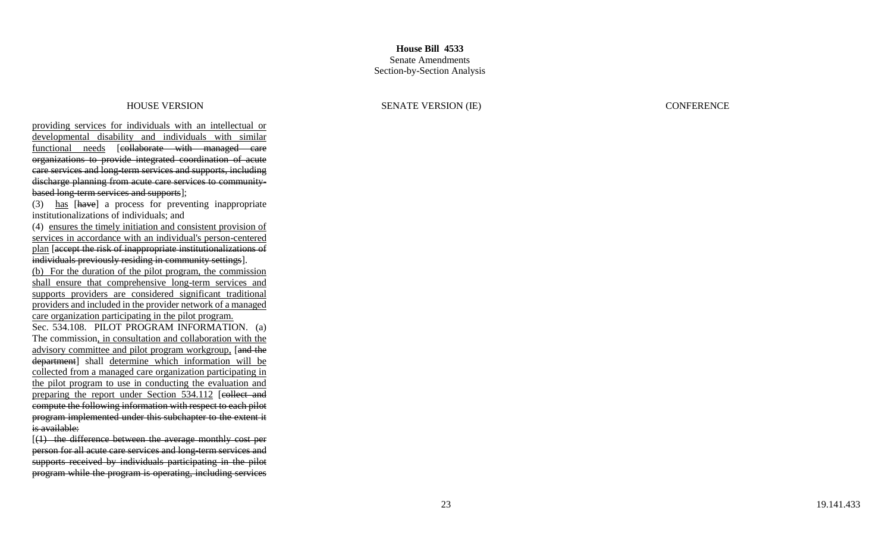**House Bill 4533**
Senate Amendments
Section-by-Section Analysis

| HOUSE VERSION | SENATE VERSION (IE) | CONFERENCE |
|---|---|---|
| providing services for individuals with an intellectual or developmental disability and individuals with similar functional needs [~~collaborate with managed care organizations to provide integrated coordination of acute care services and long-term services and supports, including discharge planning from acute care services to community-based long-term services and supports~~];<br>(3) has [~~have~~] a process for preventing inappropriate institutionalizations of individuals; and<br>(4) ensures the timely initiation and consistent provision of services in accordance with an individual's person-centered plan [~~accept the risk of inappropriate institutionalizations of individuals previously residing in community settings~~].<br>(b) For the duration of the pilot program, the commission shall ensure that comprehensive long-term services and supports providers are considered significant traditional providers and included in the provider network of a managed care organization participating in the pilot program.<br>Sec. 534.108. PILOT PROGRAM INFORMATION. (a) The commission, in consultation and collaboration with the advisory committee and pilot program workgroup, [~~and the department~~] shall determine which information will be collected from a managed care organization participating in the pilot program to use in conducting the evaluation and preparing the report under Section 534.112 [~~collect and compute the following information with respect to each pilot program implemented under this subchapter to the extent it is available:~~<br>[~~(1) the difference between the average monthly cost per person for all acute care services and long-term services and supports received by individuals participating in the pilot program while the program is operating, including services~~ | | |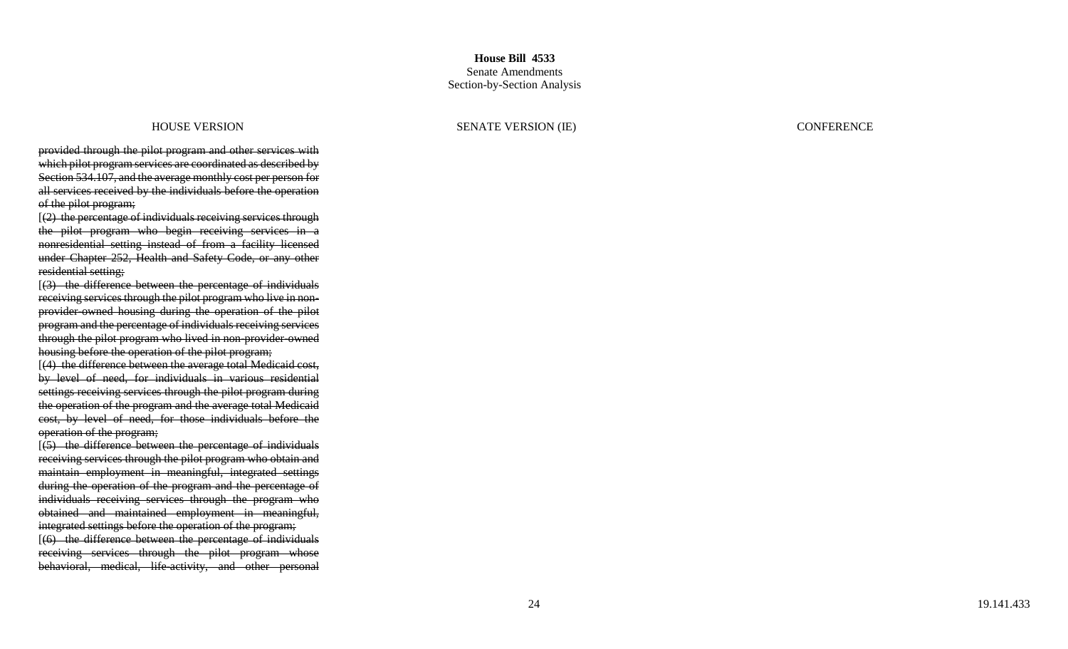**House Bill 4533**
Senate Amendments
Section-by-Section Analysis

| HOUSE VERSION | SENATE VERSION (IE) | CONFERENCE |
|---|---|---|
| ~~provided through the pilot program and other services with which pilot program services are coordinated as described by Section 534.107, and the average monthly cost per person for all services received by the individuals before the operation of the pilot program;~~<br>[~~(2) the percentage of individuals receiving services through the pilot program who begin receiving services in a nonresidential setting instead of from a facility licensed under Chapter 252, Health and Safety Code, or any other residential setting;~~<br>[~~(3) the difference between the percentage of individuals receiving services through the pilot program who live in non-provider-owned housing during the operation of the pilot program and the percentage of individuals receiving services through the pilot program who lived in non-provider-owned housing before the operation of the pilot program;~~<br>[~~(4) the difference between the average total Medicaid cost, by level of need, for individuals in various residential settings receiving services through the pilot program during the operation of the program and the average total Medicaid cost, by level of need, for those individuals before the operation of the program;~~<br>[~~(5) the difference between the percentage of individuals receiving services through the pilot program who obtain and maintain employment in meaningful, integrated settings during the operation of the program and the percentage of individuals receiving services through the program who obtained and maintained employment in meaningful, integrated settings before the operation of the program;~~<br>[~~(6) the difference between the percentage of individuals receiving services through the pilot program whose behavioral, medical, life-activity, and other personal~~ | | |

19.141.433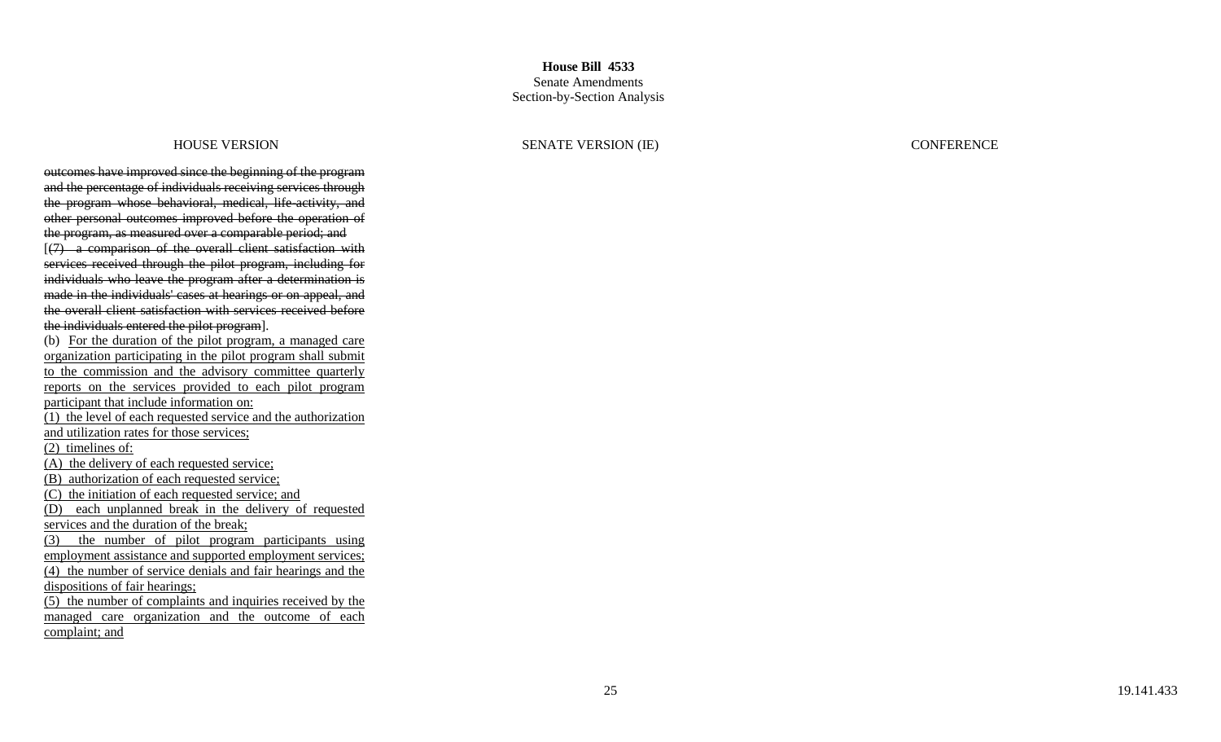**House Bill 4533**
Senate Amendments
Section-by-Section Analysis

| HOUSE VERSION | SENATE VERSION (IE) | CONFERENCE |
|---|---|---|
| ~~outcomes have improved since the beginning of the program and the percentage of individuals receiving services through the program whose behavioral, medical, life-activity, and other personal outcomes improved before the operation of the program, as measured over a comparable period; and~~<br>[~~(7) a comparison of the overall client satisfaction with services received through the pilot program, including for individuals who leave the program after a determination is made in the individuals' cases at hearings or on appeal, and the overall client satisfaction with services received before the individuals entered the pilot program~~].<br>(b) <u>For the duration of the pilot program, a managed care organization participating in the pilot program shall submit to the commission and the advisory committee quarterly reports on the services provided to each pilot program participant that include information on:</u><br><u>(1) the level of each requested service and the authorization and utilization rates for those services;</u><br><u>(2) timelines of:</u><br><u>(A) the delivery of each requested service;</u><br><u>(B) authorization of each requested service;</u><br><u>(C) the initiation of each requested service; and</u><br><u>(D) each unplanned break in the delivery of requested services and the duration of the break;</u><br><u>(3) the number of pilot program participants using employment assistance and supported employment services;</u><br><u>(4) the number of service denials and fair hearings and the dispositions of fair hearings;</u><br><u>(5) the number of complaints and inquiries received by the managed care organization and the outcome of each complaint; and</u> | | |

19.141.433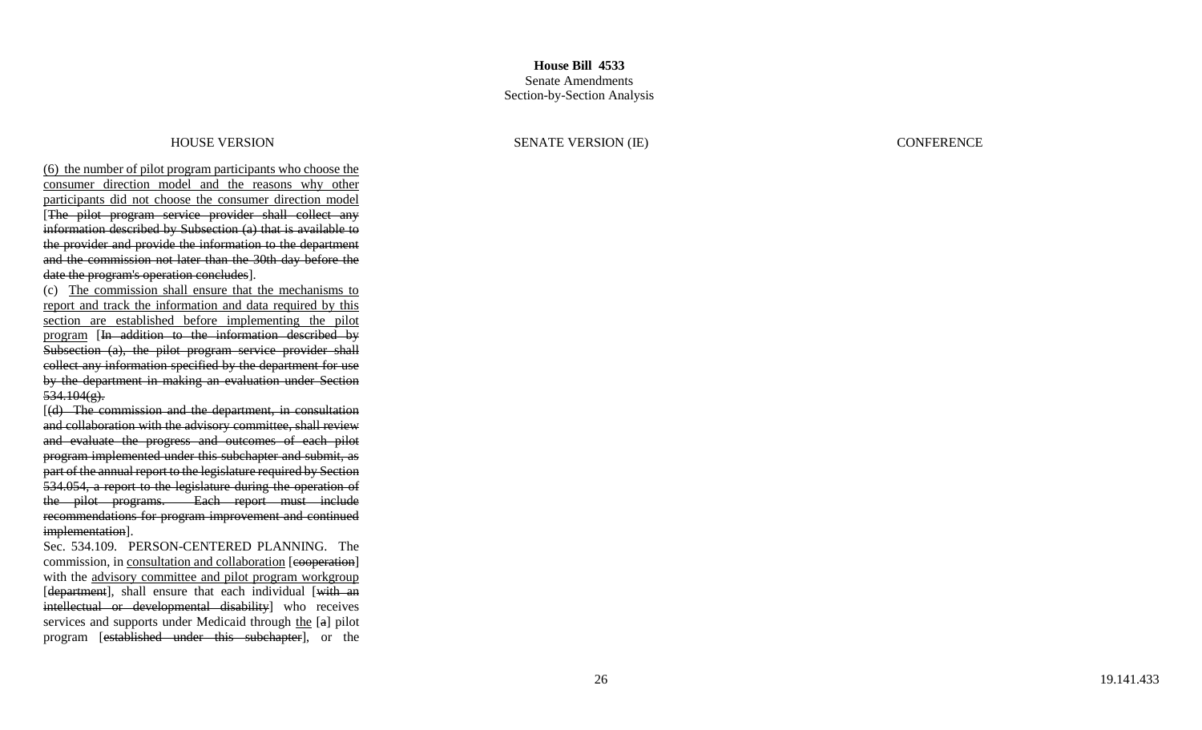**House Bill 4533**
Senate Amendments
Section-by-Section Analysis

| HOUSE VERSION | SENATE VERSION (IE) | CONFERENCE |
|---|---|---|
| (6) the number of pilot program participants who choose the consumer direction model and the reasons why other participants did not choose the consumer direction model [~~The pilot program service provider shall collect any information described by Subsection (a) that is available to the provider and provide the information to the department and the commission not later than the 30th day before the date the program's operation concludes~~].<br><br>(c) The commission shall ensure that the mechanisms to report and track the information and data required by this section are established before implementing the pilot program [~~In addition to the information described by Subsection (a), the pilot program service provider shall collect any information specified by the department for use by the department in making an evaluation under Section 534.104(g).~~<br><br>[~~(d) The commission and the department, in consultation and collaboration with the advisory committee, shall review and evaluate the progress and outcomes of each pilot program implemented under this subchapter and submit, as part of the annual report to the legislature required by Section 534.054, a report to the legislature during the operation of the pilot programs. Each report must include recommendations for program improvement and continued implementation~~].<br><br>Sec. 534.109. PERSON-CENTERED PLANNING. The commission, in consultation and collaboration [~~cooperation~~] with the advisory committee and pilot program workgroup [~~department~~], shall ensure that each individual [~~with an intellectual or developmental disability~~] who receives services and supports under Medicaid through the [~~a~~] pilot program [~~established under this subchapter~~], or the | | |

19.141.433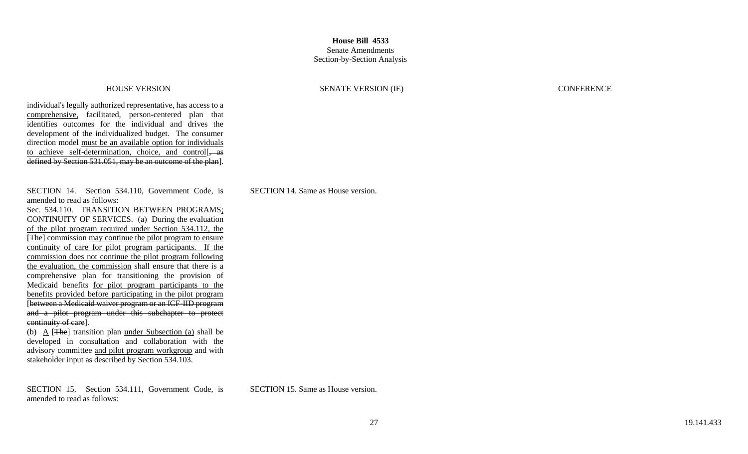**House Bill 4533**
Senate Amendments
Section-by-Section Analysis

| HOUSE VERSION | SENATE VERSION (IE) | CONFERENCE |
| --- | --- | --- |
| individual's legally authorized representative, has access to a comprehensive, facilitated, person-centered plan that identifies outcomes for the individual and drives the development of the individualized budget. The consumer direction model must be an available option for individuals to achieve self-determination, choice, and control[~~, as defined by Section 531.051, may be an outcome of the plan~~]. | | |
| SECTION 14. Section 534.110, Government Code, is amended to read as follows: Sec. 534.110. TRANSITION BETWEEN PROGRAMS; CONTINUITY OF SERVICES. (a) During the evaluation of the pilot program required under Section 534.112, the [~~The~~] commission may continue the pilot program to ensure continuity of care for pilot program participants. If the commission does not continue the pilot program following the evaluation, the commission shall ensure that there is a comprehensive plan for transitioning the provision of Medicaid benefits for pilot program participants to the benefits provided before participating in the pilot program [~~between a Medicaid waiver program or an ICF-IID program and a pilot program under this subchapter to protect continuity of care~~]. (b) A [~~The~~] transition plan under Subsection (a) shall be developed in consultation and collaboration with the advisory committee and pilot program workgroup and with stakeholder input as described by Section 534.103. | SECTION 14. Same as House version. | |
| SECTION 15. Section 534.111, Government Code, is amended to read as follows: | SECTION 15. Same as House version. | |

19.141.433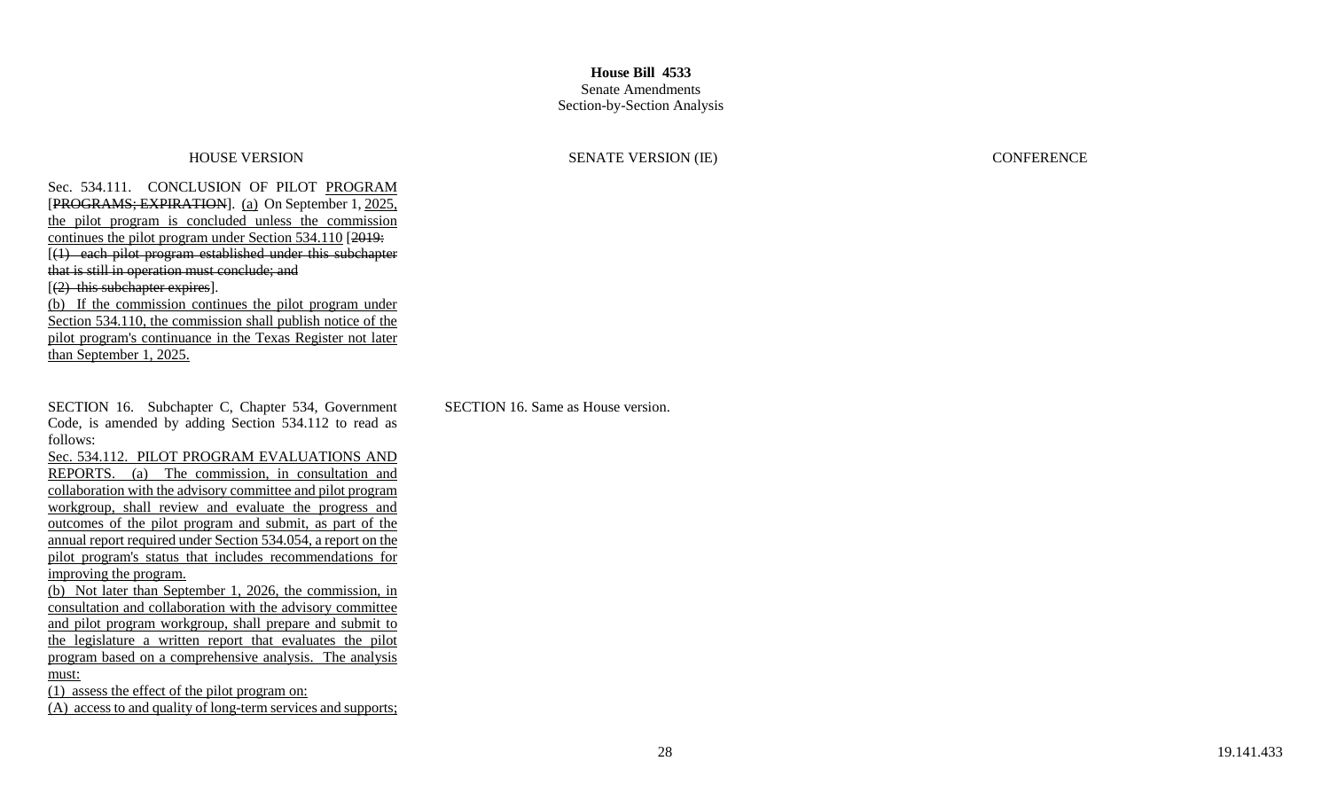**House Bill 4533**
Senate Amendments
Section-by-Section Analysis

| HOUSE VERSION | SENATE VERSION (IE) | CONFERENCE |
| --- | --- | --- |
| Sec. 534.111. CONCLUSION OF PILOT PROGRAM [~~PROGRAMS; EXPIRATION~~]. (a) On September 1, 2025, the pilot program is concluded unless the commission continues the pilot program under Section 534.110 [~~2019:~~ [~~(1) each pilot program established under this subchapter that is still in operation must conclude; and~~ [~~(2) this subchapter expires~~]. (b) If the commission continues the pilot program under Section 534.110, the commission shall publish notice of the pilot program's continuance in the Texas Register not later than September 1, 2025. | | |
| SECTION 16. Subchapter C, Chapter 534, Government Code, is amended by adding Section 534.112 to read as follows: Sec. 534.112. PILOT PROGRAM EVALUATIONS AND REPORTS. (a) The commission, in consultation and collaboration with the advisory committee and pilot program workgroup, shall review and evaluate the progress and outcomes of the pilot program and submit, as part of the annual report required under Section 534.054, a report on the pilot program's status that includes recommendations for improving the program. (b) Not later than September 1, 2026, the commission, in consultation and collaboration with the advisory committee and pilot program workgroup, shall prepare and submit to the legislature a written report that evaluates the pilot program based on a comprehensive analysis. The analysis must: (1) assess the effect of the pilot program on: (A) access to and quality of long-term services and supports; | SECTION 16. Same as House version. | |

19.141.433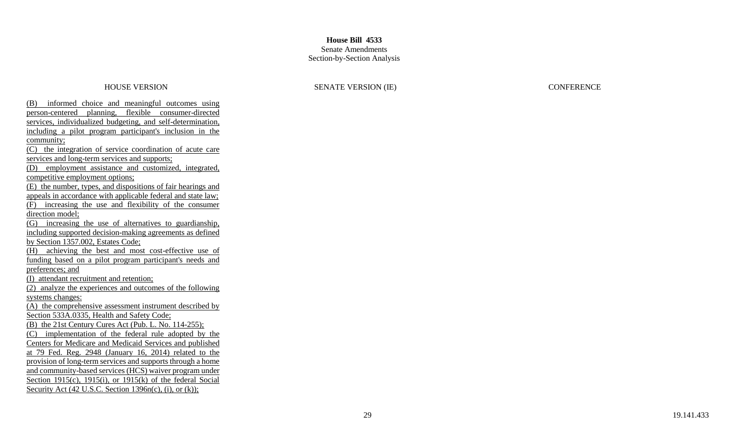**House Bill 4533**
Senate Amendments
Section-by-Section Analysis

| HOUSE VERSION | SENATE VERSION (IE) | CONFERENCE |
| --- | --- | --- |
| (B) informed choice and meaningful outcomes using person-centered planning, flexible consumer-directed services, individualized budgeting, and self-determination, including a pilot program participant's inclusion in the community;<br>(C) the integration of service coordination of acute care services and long-term services and supports;<br>(D) employment assistance and customized, integrated, competitive employment options;<br>(E) the number, types, and dispositions of fair hearings and appeals in accordance with applicable federal and state law;<br>(F) increasing the use and flexibility of the consumer direction model;<br>(G) increasing the use of alternatives to guardianship, including supported decision-making agreements as defined by Section 1357.002, Estates Code;<br>(H) achieving the best and most cost-effective use of funding based on a pilot program participant's needs and preferences; and<br>(I) attendant recruitment and retention;<br>(2) analyze the experiences and outcomes of the following systems changes:<br>(A) the comprehensive assessment instrument described by Section 533A.0335, Health and Safety Code;<br>(B) the 21st Century Cures Act (Pub. L. No. 114-255);<br>(C) implementation of the federal rule adopted by the Centers for Medicare and Medicaid Services and published at 79 Fed. Reg. 2948 (January 16, 2014) related to the provision of long-term services and supports through a home and community-based services (HCS) waiver program under Section 1915(c), 1915(i), or 1915(k) of the federal Social Security Act (42 U.S.C. Section 1396n(c), (i), or (k)); | | |

19.141.433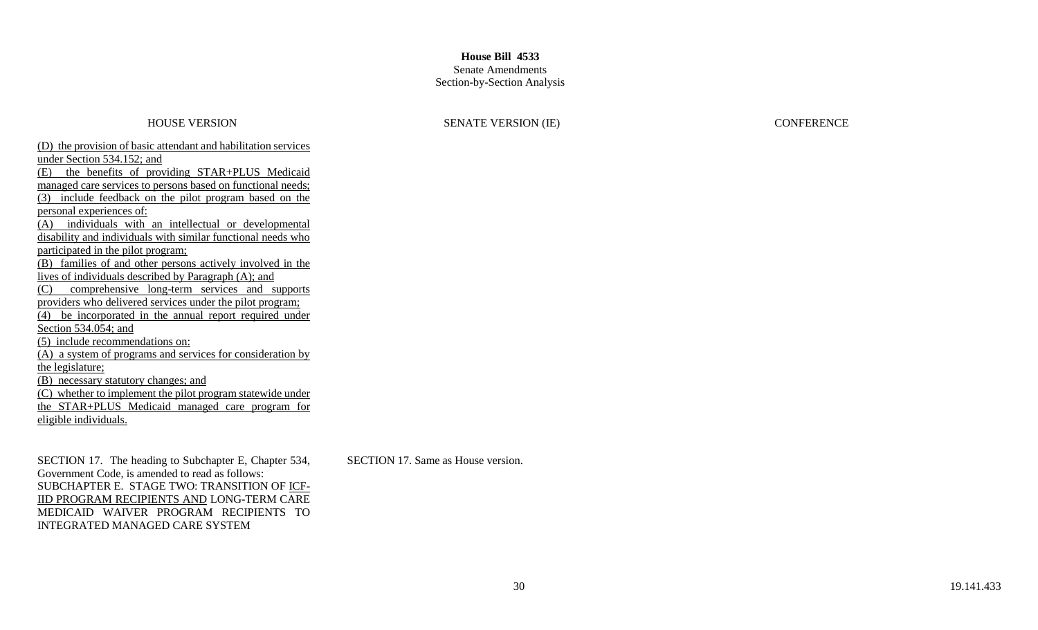**House Bill 4533**
Senate Amendments
Section-by-Section Analysis

| HOUSE VERSION | SENATE VERSION (IE) | CONFERENCE |
|---|---|---|
| (D) the provision of basic attendant and habilitation services under Section 534.152; and<br>(E) the benefits of providing STAR+PLUS Medicaid managed care services to persons based on functional needs;<br>(3) include feedback on the pilot program based on the personal experiences of:<br>(A) individuals with an intellectual or developmental disability and individuals with similar functional needs who participated in the pilot program;<br>(B) families of and other persons actively involved in the lives of individuals described by Paragraph (A); and<br>(C) comprehensive long-term services and supports providers who delivered services under the pilot program;<br>(4) be incorporated in the annual report required under Section 534.054; and<br>(5) include recommendations on:<br>(A) a system of programs and services for consideration by the legislature;<br>(B) necessary statutory changes; and<br>(C) whether to implement the pilot program statewide under the STAR+PLUS Medicaid managed care program for eligible individuals. | | |
| SECTION 17. The heading to Subchapter E, Chapter 534, Government Code, is amended to read as follows:<br>SUBCHAPTER E. STAGE TWO: TRANSITION OF ICF-IID PROGRAM RECIPIENTS AND LONG-TERM CARE MEDICAID WAIVER PROGRAM RECIPIENTS TO INTEGRATED MANAGED CARE SYSTEM | SECTION 17. Same as House version. | |

19.141.433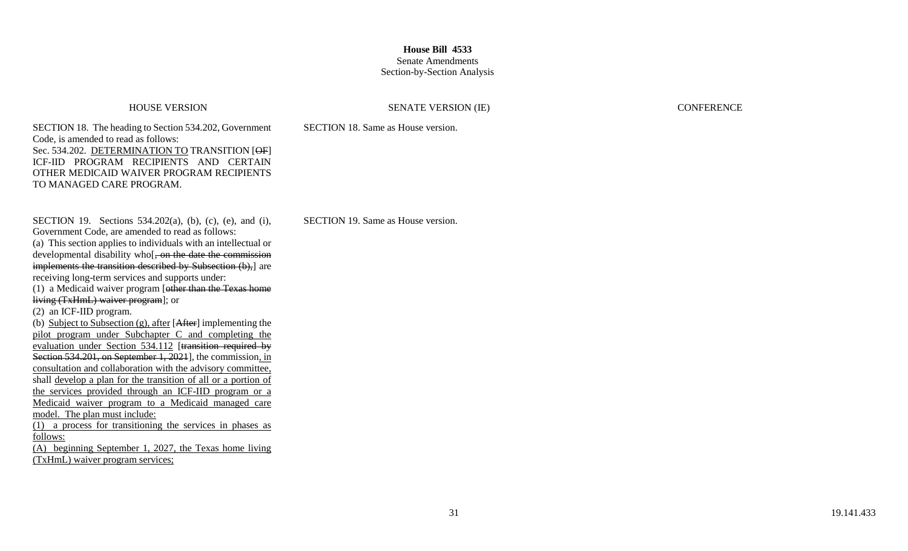**House Bill 4533**
Senate Amendments
Section-by-Section Analysis

| HOUSE VERSION | SENATE VERSION (IE) | CONFERENCE |
| --- | --- | --- |
| SECTION 18. The heading to Section 534.202, Government Code, is amended to read as follows:<br>Sec. 534.202. <u>DETERMINATION TO</u> TRANSITION [~~OF~~] ICF-IID PROGRAM RECIPIENTS AND CERTAIN OTHER MEDICAID WAIVER PROGRAM RECIPIENTS TO MANAGED CARE PROGRAM. | SECTION 18. Same as House version. | |
| SECTION 19. Sections 534.202(a), (b), (c), (e), and (i), Government Code, are amended to read as follows:<br>(a) This section applies to individuals with an intellectual or developmental disability who[~~, on the date the commission implements the transition described by Subsection (b),~~] are receiving long-term services and supports under:<br>(1) a Medicaid waiver program [~~other than the Texas home living (TxHmL) waiver program~~]; or<br>(2) an ICF-IID program.<br>(b) <u>Subject to Subsection (g), after</u> [~~After~~] implementing the <u>pilot program under Subchapter C and completing the evaluation under Section 534.112</u> [~~transition required by Section 534.201, on September 1, 2021~~], the commission<u>, in consultation and collaboration with the advisory committee,</u> shall <u>develop a plan for the transition of all or a portion of the services provided through an ICF-IID program or a Medicaid waiver program to a Medicaid managed care model. The plan must include:</u><br><u>(1) a process for transitioning the services in phases as follows:</u><br><u>(A) beginning September 1, 2027, the Texas home living (TxHmL) waiver program services;</u> | SECTION 19. Same as House version. | |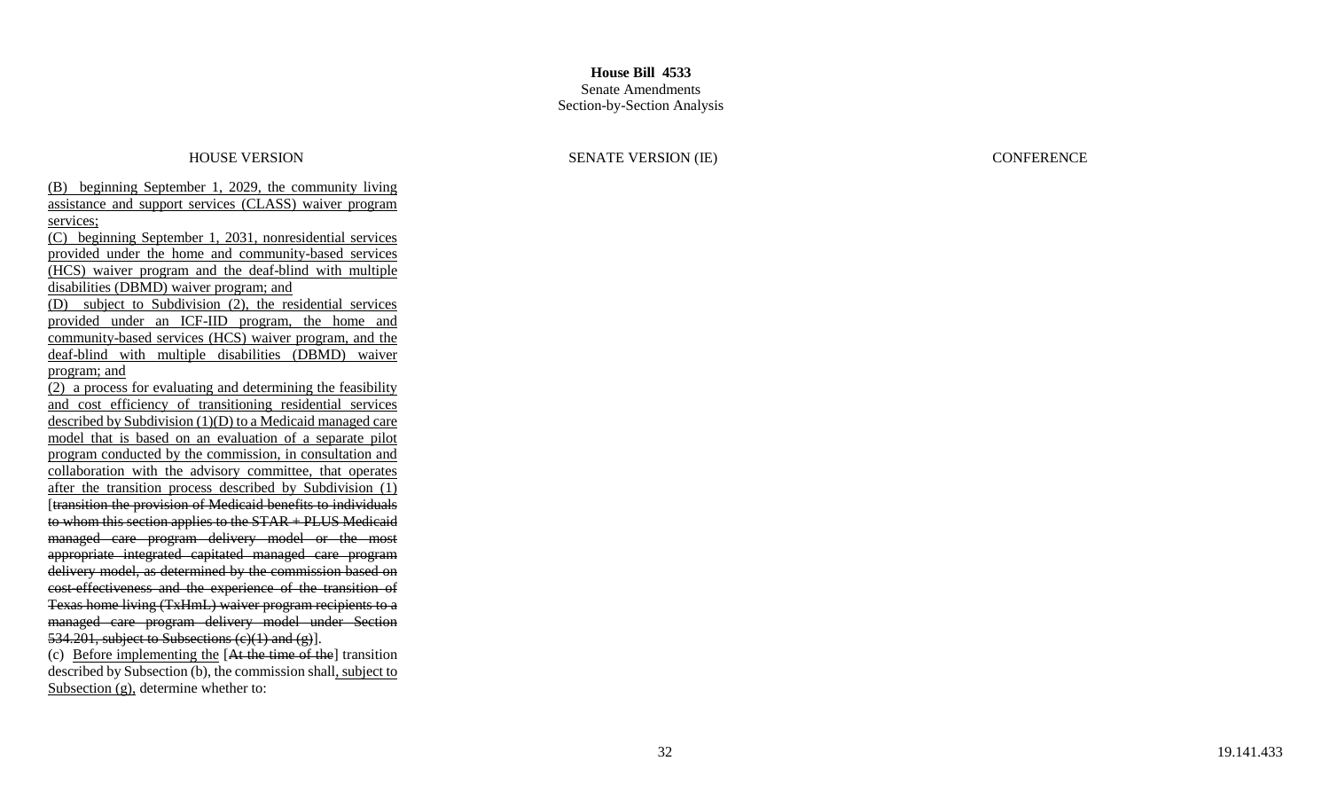**House Bill 4533**
Senate Amendments
Section-by-Section Analysis

| HOUSE VERSION | SENATE VERSION (IE) | CONFERENCE |
| --- | --- | --- |
| (B) beginning September 1, 2029, the community living assistance and support services (CLASS) waiver program services;<br>(C) beginning September 1, 2031, nonresidential services provided under the home and community-based services (HCS) waiver program and the deaf-blind with multiple disabilities (DBMD) waiver program; and<br>(D) subject to Subdivision (2), the residential services provided under an ICF-IID program, the home and community-based services (HCS) waiver program, and the deaf-blind with multiple disabilities (DBMD) waiver program; and<br>(2) a process for evaluating and determining the feasibility and cost efficiency of transitioning residential services described by Subdivision (1)(D) to a Medicaid managed care model that is based on an evaluation of a separate pilot program conducted by the commission, in consultation and collaboration with the advisory committee, that operates after the transition process described by Subdivision (1) [~~transition the provision of Medicaid benefits to individuals to whom this section applies to the STAR + PLUS Medicaid managed care program delivery model or the most appropriate integrated capitated managed care program delivery model, as determined by the commission based on cost-effectiveness and the experience of the transition of Texas home living (TxHmL) waiver program recipients to a managed care program delivery model under Section 534.201, subject to Subsections (c)(1) and (g)~~].<br>(c) Before implementing the [~~At the time of the~~] transition described by Subsection (b), the commission shall, subject to Subsection (g), determine whether to: | | |

19.141.433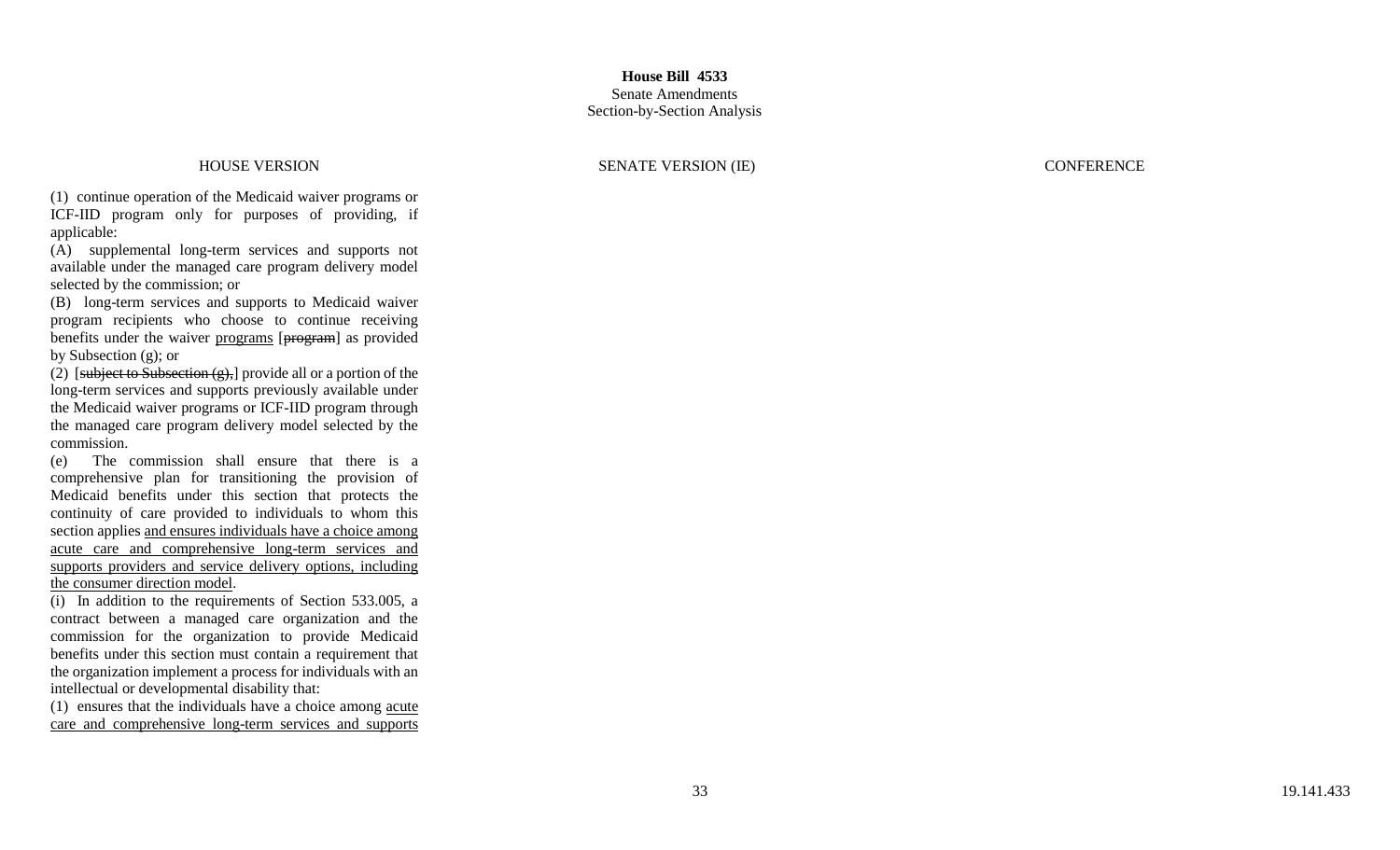**House Bill 4533**
Senate Amendments
Section-by-Section Analysis

| HOUSE VERSION | SENATE VERSION (IE) | CONFERENCE |
| --- | --- | --- |
| (1) continue operation of the Medicaid waiver programs or ICF-IID program only for purposes of providing, if applicable:<br>(A) supplemental long-term services and supports not available under the managed care program delivery model selected by the commission; or<br>(B) long-term services and supports to Medicaid waiver program recipients who choose to continue receiving benefits under the waiver programs [~~program~~] as provided by Subsection (g); or<br>(2) [~~subject to Subsection (g),~~] provide all or a portion of the long-term services and supports previously available under the Medicaid waiver programs or ICF-IID program through the managed care program delivery model selected by the commission.<br>(e) The commission shall ensure that there is a comprehensive plan for transitioning the provision of Medicaid benefits under this section that protects the continuity of care provided to individuals to whom this section applies and ensures individuals have a choice among acute care and comprehensive long-term services and supports providers and service delivery options, including the consumer direction model.<br>(i) In addition to the requirements of Section 533.005, a contract between a managed care organization and the commission for the organization to provide Medicaid benefits under this section must contain a requirement that the organization implement a process for individuals with an intellectual or developmental disability that:<br>(1) ensures that the individuals have a choice among acute care and comprehensive long-term services and supports | | |

19.141.433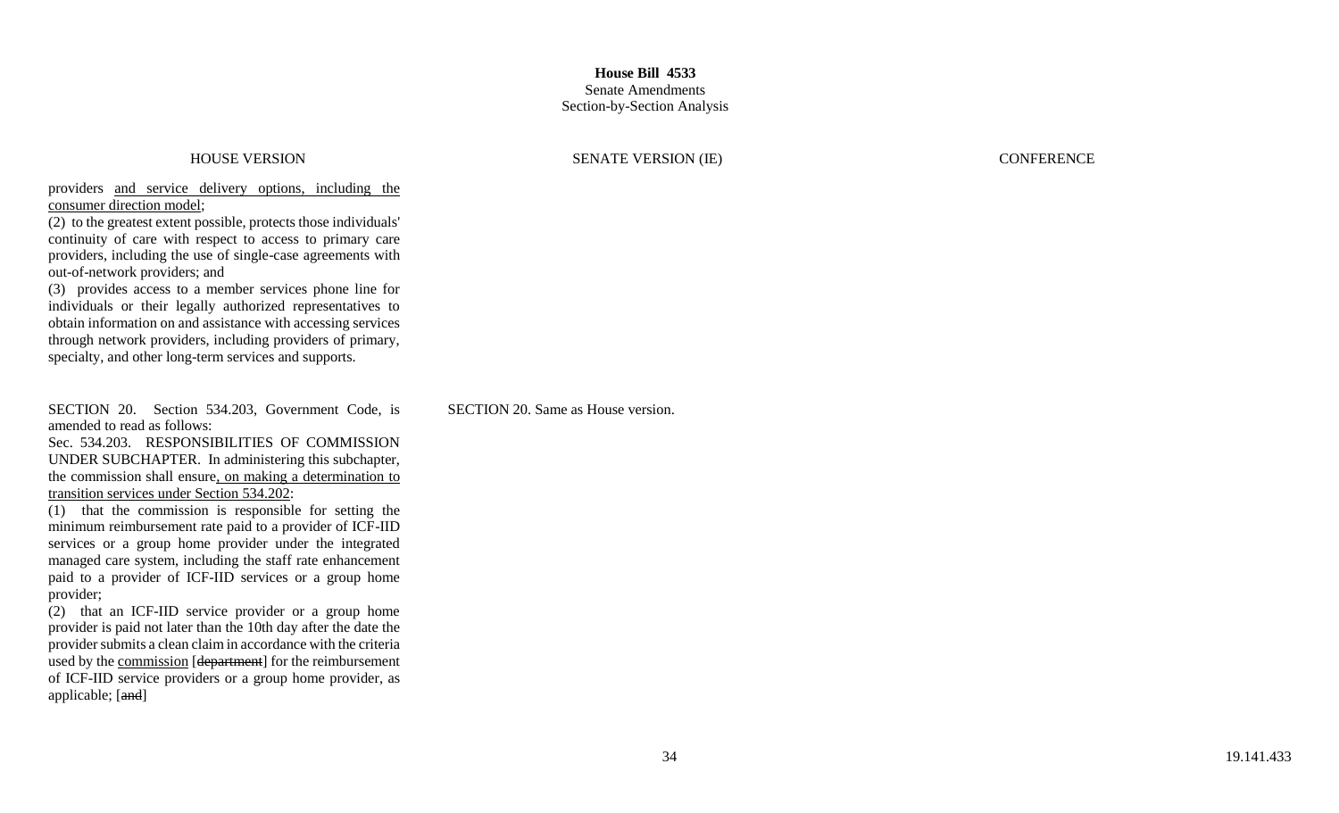**House Bill 4533**
Senate Amendments
Section-by-Section Analysis

| HOUSE VERSION | SENATE VERSION (IE) | CONFERENCE |
| --- | --- | --- |
| providers <u>and service delivery options, including the consumer direction model</u>;<br>(2) to the greatest extent possible, protects those individuals' continuity of care with respect to access to primary care providers, including the use of single-case agreements with out-of-network providers; and<br>(3) provides access to a member services phone line for individuals or their legally authorized representatives to obtain information on and assistance with accessing services through network providers, including providers of primary, specialty, and other long-term services and supports. | | |
| SECTION 20. Section 534.203, Government Code, is amended to read as follows:<br>Sec. 534.203. RESPONSIBILITIES OF COMMISSION UNDER SUBCHAPTER. In administering this subchapter, the commission shall ensure<u>, on making a determination to transition services under Section 534.202</u>:<br>(1) that the commission is responsible for setting the minimum reimbursement rate paid to a provider of ICF-IID services or a group home provider under the integrated managed care system, including the staff rate enhancement paid to a provider of ICF-IID services or a group home provider;<br>(2) that an ICF-IID service provider or a group home provider is paid not later than the 10th day after the date the provider submits a clean claim in accordance with the criteria used by the <u>commission</u> [~~department~~] for the reimbursement of ICF-IID service providers or a group home provider, as applicable; [~~and~~] | SECTION 20. Same as House version. | |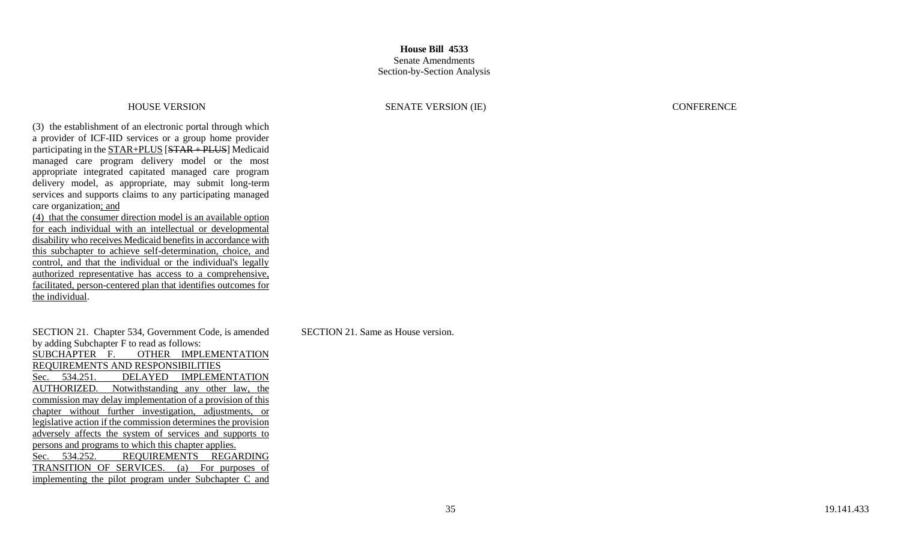**House Bill 4533**
Senate Amendments
Section-by-Section Analysis

| HOUSE VERSION | SENATE VERSION (IE) | CONFERENCE |
| --- | --- | --- |
| (3) the establishment of an electronic portal through which a provider of ICF-IID services or a group home provider participating in the STAR+PLUS [~~STAR + PLUS~~] Medicaid managed care program delivery model or the most appropriate integrated capitated managed care program delivery model, as appropriate, may submit long-term services and supports claims to any participating managed care organization; and<br>(4) that the consumer direction model is an available option for each individual with an intellectual or developmental disability who receives Medicaid benefits in accordance with this subchapter to achieve self-determination, choice, and control, and that the individual or the individual's legally authorized representative has access to a comprehensive, facilitated, person-centered plan that identifies outcomes for the individual. | | |
| SECTION 21. Chapter 534, Government Code, is amended by adding Subchapter F to read as follows:<br>SUBCHAPTER F. OTHER IMPLEMENTATION REQUIREMENTS AND RESPONSIBILITIES<br>Sec. 534.251. DELAYED IMPLEMENTATION AUTHORIZED. Notwithstanding any other law, the commission may delay implementation of a provision of this chapter without further investigation, adjustments, or legislative action if the commission determines the provision adversely affects the system of services and supports to persons and programs to which this chapter applies.<br>Sec. 534.252. REQUIREMENTS REGARDING TRANSITION OF SERVICES. (a) For purposes of implementing the pilot program under Subchapter C and | SECTION 21. Same as House version. | |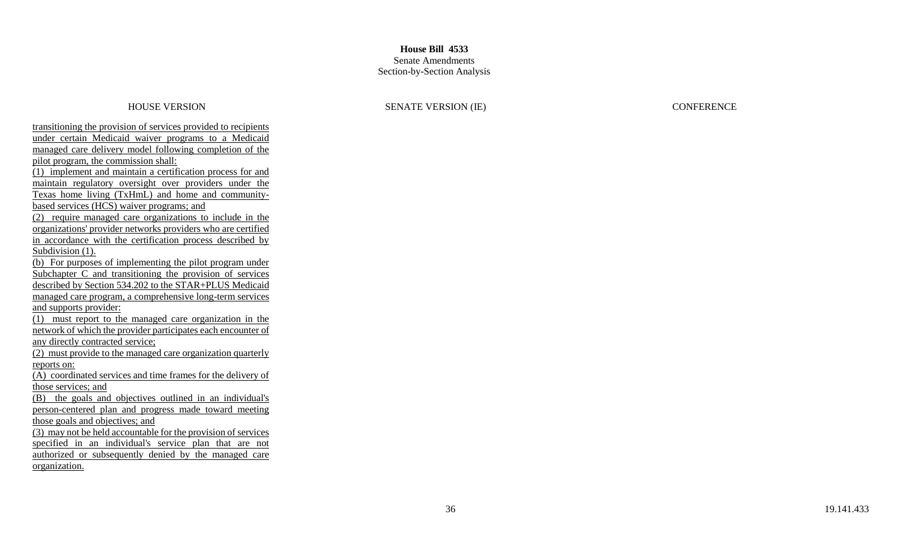**House Bill 4533**
Senate Amendments
Section-by-Section Analysis

| HOUSE VERSION | SENATE VERSION (IE) | CONFERENCE |
|---|---|---|
| transitioning the provision of services provided to recipients under certain Medicaid waiver programs to a Medicaid managed care delivery model following completion of the pilot program, the commission shall:<br>(1) implement and maintain a certification process for and maintain regulatory oversight over providers under the Texas home living (TxHmL) and home and community-based services (HCS) waiver programs; and<br>(2) require managed care organizations to include in the organizations' provider networks providers who are certified in accordance with the certification process described by Subdivision (1).<br>(b) For purposes of implementing the pilot program under Subchapter C and transitioning the provision of services described by Section 534.202 to the STAR+PLUS Medicaid managed care program, a comprehensive long-term services and supports provider:<br>(1) must report to the managed care organization in the network of which the provider participates each encounter of any directly contracted service;<br>(2) must provide to the managed care organization quarterly reports on:<br>(A) coordinated services and time frames for the delivery of those services; and<br>(B) the goals and objectives outlined in an individual's person-centered plan and progress made toward meeting those goals and objectives; and<br>(3) may not be held accountable for the provision of services specified in an individual's service plan that are not authorized or subsequently denied by the managed care organization. | | |

19.141.433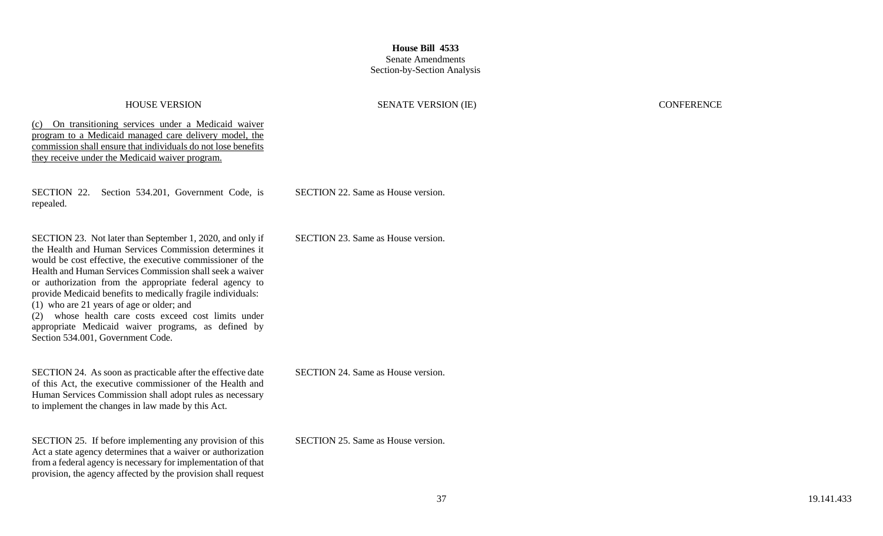**House Bill 4533**
Senate Amendments
Section-by-Section Analysis

| HOUSE VERSION | SENATE VERSION (IE) | CONFERENCE |
|---|---|---|
| <u>(c) On transitioning services under a Medicaid waiver program to a Medicaid managed care delivery model, the commission shall ensure that individuals do not lose benefits they receive under the Medicaid waiver program.</u> | | |
| SECTION 22. Section 534.201, Government Code, is repealed. | SECTION 22. Same as House version. | |
| SECTION 23. Not later than September 1, 2020, and only if the Health and Human Services Commission determines it would be cost effective, the executive commissioner of the Health and Human Services Commission shall seek a waiver or authorization from the appropriate federal agency to provide Medicaid benefits to medically fragile individuals:<br>(1) who are 21 years of age or older; and<br>(2) whose health care costs exceed cost limits under appropriate Medicaid waiver programs, as defined by Section 534.001, Government Code. | SECTION 23. Same as House version. | |
| SECTION 24. As soon as practicable after the effective date of this Act, the executive commissioner of the Health and Human Services Commission shall adopt rules as necessary to implement the changes in law made by this Act. | SECTION 24. Same as House version. | |
| SECTION 25. If before implementing any provision of this Act a state agency determines that a waiver or authorization from a federal agency is necessary for implementation of that provision, the agency affected by the provision shall request | SECTION 25. Same as House version. | |

19.141.433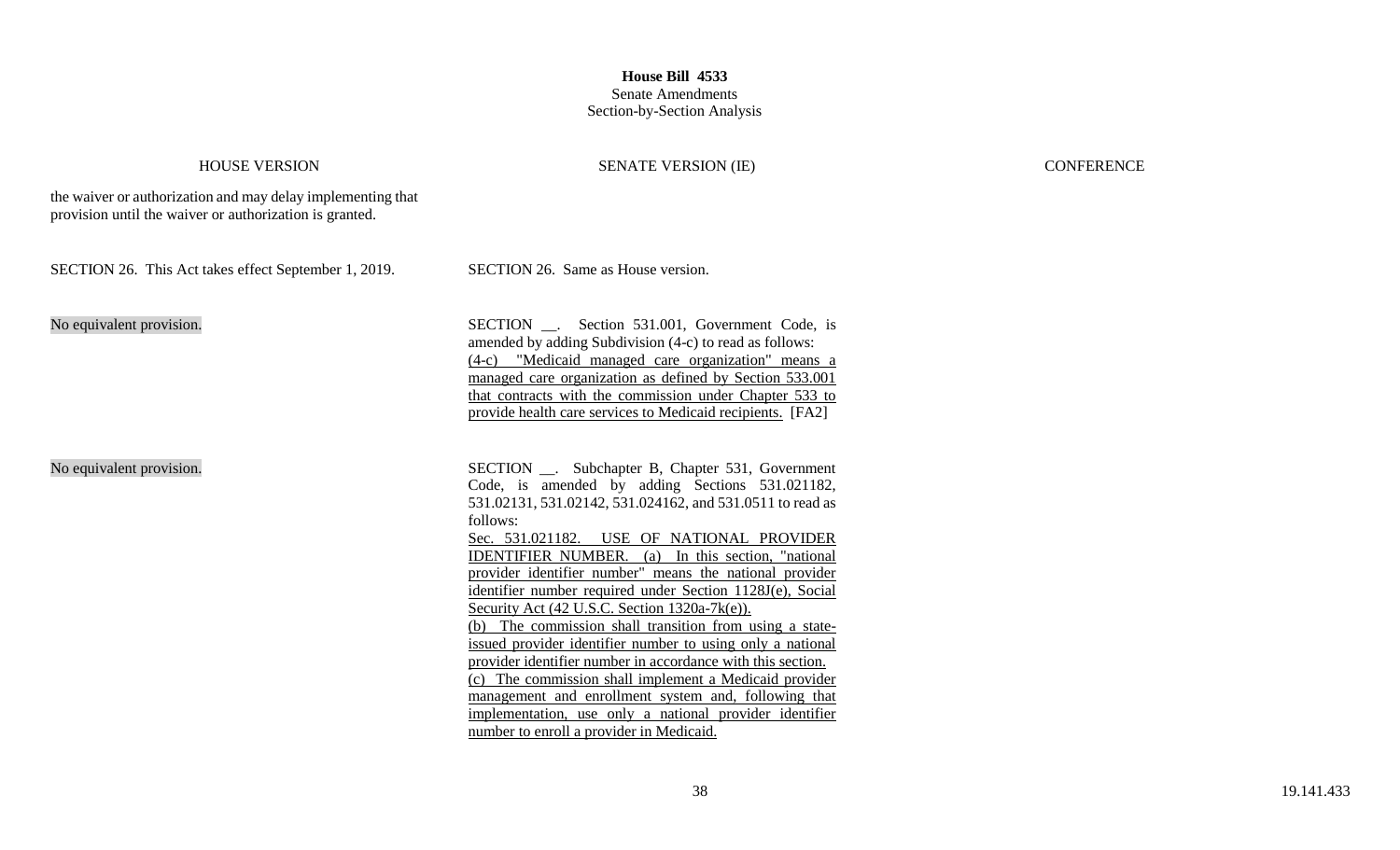**House Bill 4533**
Senate Amendments
Section-by-Section Analysis

| HOUSE VERSION | SENATE VERSION (IE) | CONFERENCE |
|---|---|---|
| the waiver or authorization and may delay implementing that provision until the waiver or authorization is granted. | | |
| SECTION 26. This Act takes effect September 1, 2019. | SECTION 26. Same as House version. | |
| No equivalent provision. | SECTION __. Section 531.001, Government Code, is amended by adding Subdivision (4-c) to read as follows:<br>(4-c) "Medicaid managed care organization" means a managed care organization as defined by Section 533.001 that contracts with the commission under Chapter 533 to provide health care services to Medicaid recipients. [FA2] | |
| No equivalent provision. | SECTION __. Subchapter B, Chapter 531, Government Code, is amended by adding Sections 531.021182, 531.02131, 531.02142, 531.024162, and 531.0511 to read as follows:<br>Sec. 531.021182. USE OF NATIONAL PROVIDER IDENTIFIER NUMBER. (a) In this section, "national provider identifier number" means the national provider identifier number required under Section 1128J(e), Social Security Act (42 U.S.C. Section 1320a-7k(e)).<br>(b) The commission shall transition from using a state-issued provider identifier number to using only a national provider identifier number in accordance with this section.<br>(c) The commission shall implement a Medicaid provider management and enrollment system and, following that implementation, use only a national provider identifier number to enroll a provider in Medicaid. | |

19.141.433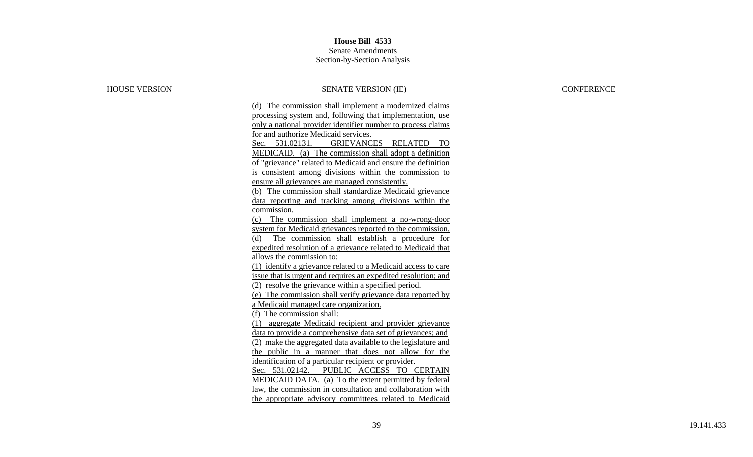**House Bill 4533**
Senate Amendments
Section-by-Section Analysis

| HOUSE VERSION | SENATE VERSION (IE) | CONFERENCE |
| --- | --- | --- |
| | (d) The commission shall implement a modernized claims processing system and, following that implementation, use only a national provider identifier number to process claims for and authorize Medicaid services.<br>Sec. 531.02131. GRIEVANCES RELATED TO MEDICAID. (a) The commission shall adopt a definition of "grievance" related to Medicaid and ensure the definition is consistent among divisions within the commission to ensure all grievances are managed consistently.<br>(b) The commission shall standardize Medicaid grievance data reporting and tracking among divisions within the commission.<br>(c) The commission shall implement a no-wrong-door system for Medicaid grievances reported to the commission.<br>(d) The commission shall establish a procedure for expedited resolution of a grievance related to Medicaid that allows the commission to:<br>(1) identify a grievance related to a Medicaid access to care issue that is urgent and requires an expedited resolution; and<br>(2) resolve the grievance within a specified period.<br>(e) The commission shall verify grievance data reported by a Medicaid managed care organization.<br>(f) The commission shall:<br>(1) aggregate Medicaid recipient and provider grievance data to provide a comprehensive data set of grievances; and<br>(2) make the aggregated data available to the legislature and the public in a manner that does not allow for the identification of a particular recipient or provider.<br>Sec. 531.02142. PUBLIC ACCESS TO CERTAIN MEDICAID DATA. (a) To the extent permitted by federal law, the commission in consultation and collaboration with the appropriate advisory committees related to Medicaid | |

19.141.433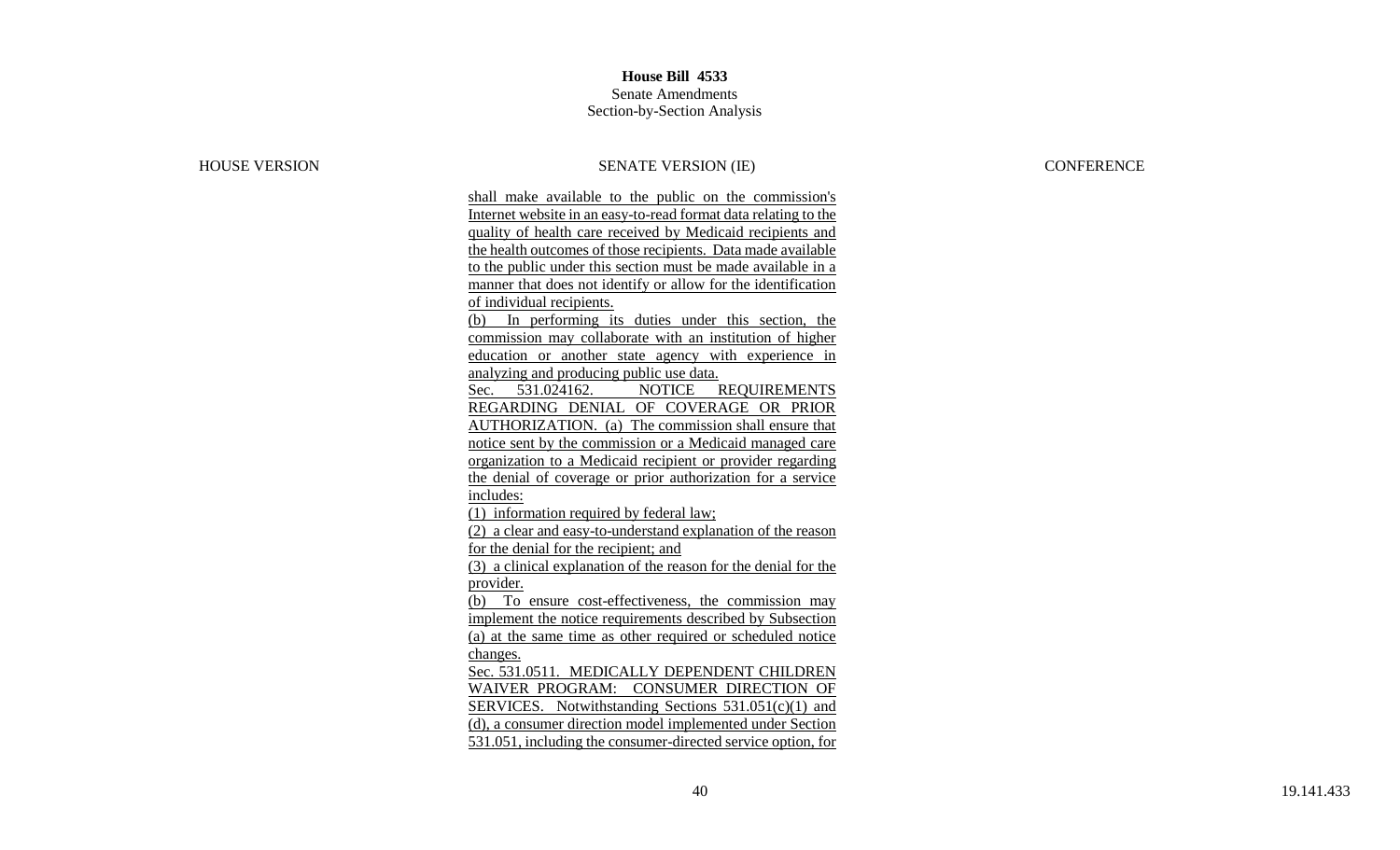**House Bill 4533**
Senate Amendments
Section-by-Section Analysis

| HOUSE VERSION | SENATE VERSION (IE) | CONFERENCE |
|---|---|---|
| | shall make available to the public on the commission's Internet website in an easy-to-read format data relating to the quality of health care received by Medicaid recipients and the health outcomes of those recipients. Data made available to the public under this section must be made available in a manner that does not identify or allow for the identification of individual recipients.<br>(b) In performing its duties under this section, the commission may collaborate with an institution of higher education or another state agency with experience in analyzing and producing public use data.<br>Sec. 531.024162. NOTICE REQUIREMENTS REGARDING DENIAL OF COVERAGE OR PRIOR AUTHORIZATION. (a) The commission shall ensure that notice sent by the commission or a Medicaid managed care organization to a Medicaid recipient or provider regarding the denial of coverage or prior authorization for a service includes:<br>(1) information required by federal law;<br>(2) a clear and easy-to-understand explanation of the reason for the denial for the recipient; and<br>(3) a clinical explanation of the reason for the denial for the provider.<br>(b) To ensure cost-effectiveness, the commission may implement the notice requirements described by Subsection (a) at the same time as other required or scheduled notice changes.<br>Sec. 531.0511. MEDICALLY DEPENDENT CHILDREN WAIVER PROGRAM: CONSUMER DIRECTION OF SERVICES. Notwithstanding Sections 531.051(c)(1) and (d), a consumer direction model implemented under Section 531.051, including the consumer-directed service option, for | |

19.141.433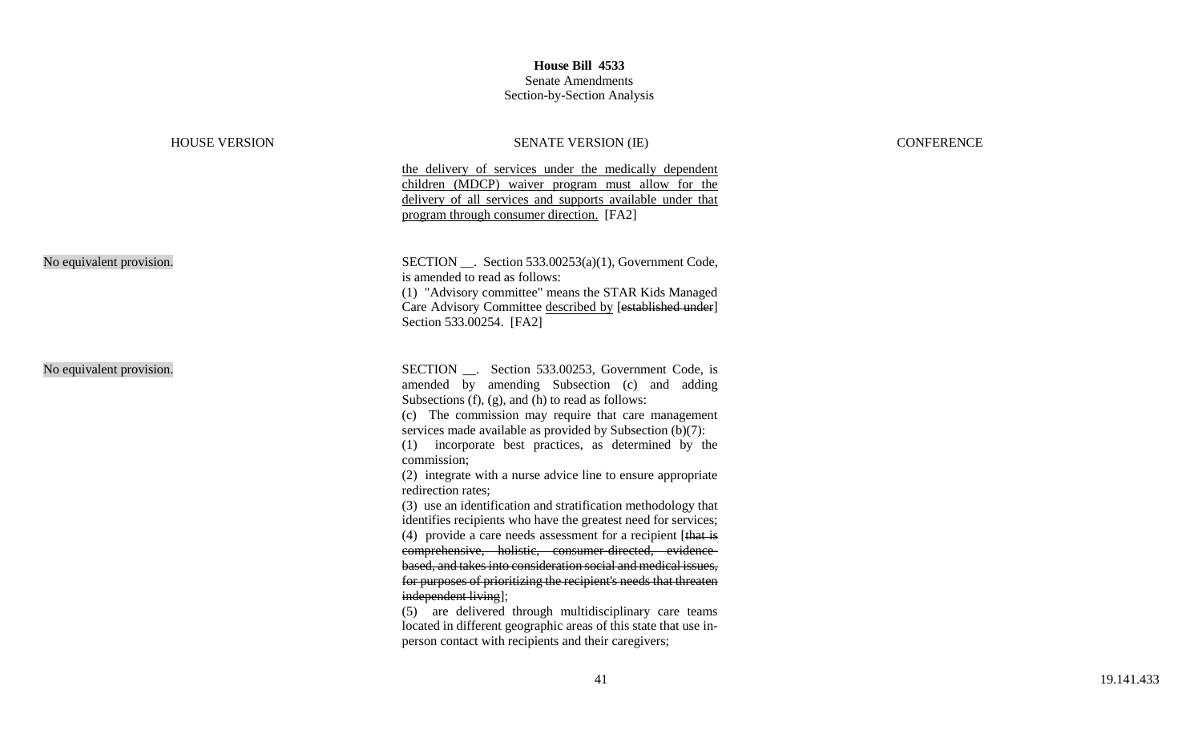**House Bill 4533**
Senate Amendments
Section-by-Section Analysis

| HOUSE VERSION | SENATE VERSION (IE) | CONFERENCE |
|---|---|---|
| | <u>the delivery of services under the medically dependent children (MDCP) waiver program must allow for the delivery of all services and supports available under that program through consumer direction.</u> [FA2] | |
| No equivalent provision. | SECTION __. Section 533.00253(a)(1), Government Code, is amended to read as follows:<br>(1) "Advisory committee" means the STAR Kids Managed Care Advisory Committee <u>described by</u> [~~established under~~] Section 533.00254. [FA2] | |
| No equivalent provision. | SECTION __. Section 533.00253, Government Code, is amended by amending Subsection (c) and adding Subsections (f), (g), and (h) to read as follows:<br>(c) The commission may require that care management services made available as provided by Subsection (b)(7):<br>(1) incorporate best practices, as determined by the commission;<br>(2) integrate with a nurse advice line to ensure appropriate redirection rates;<br>(3) use an identification and stratification methodology that identifies recipients who have the greatest need for services;<br>(4) provide a care needs assessment for a recipient [~~that is comprehensive, holistic, consumer-directed, evidence-based, and takes into consideration social and medical issues, for purposes of prioritizing the recipient's needs that threaten independent living~~];<br>(5) are delivered through multidisciplinary care teams located in different geographic areas of this state that use in-person contact with recipients and their caregivers; | |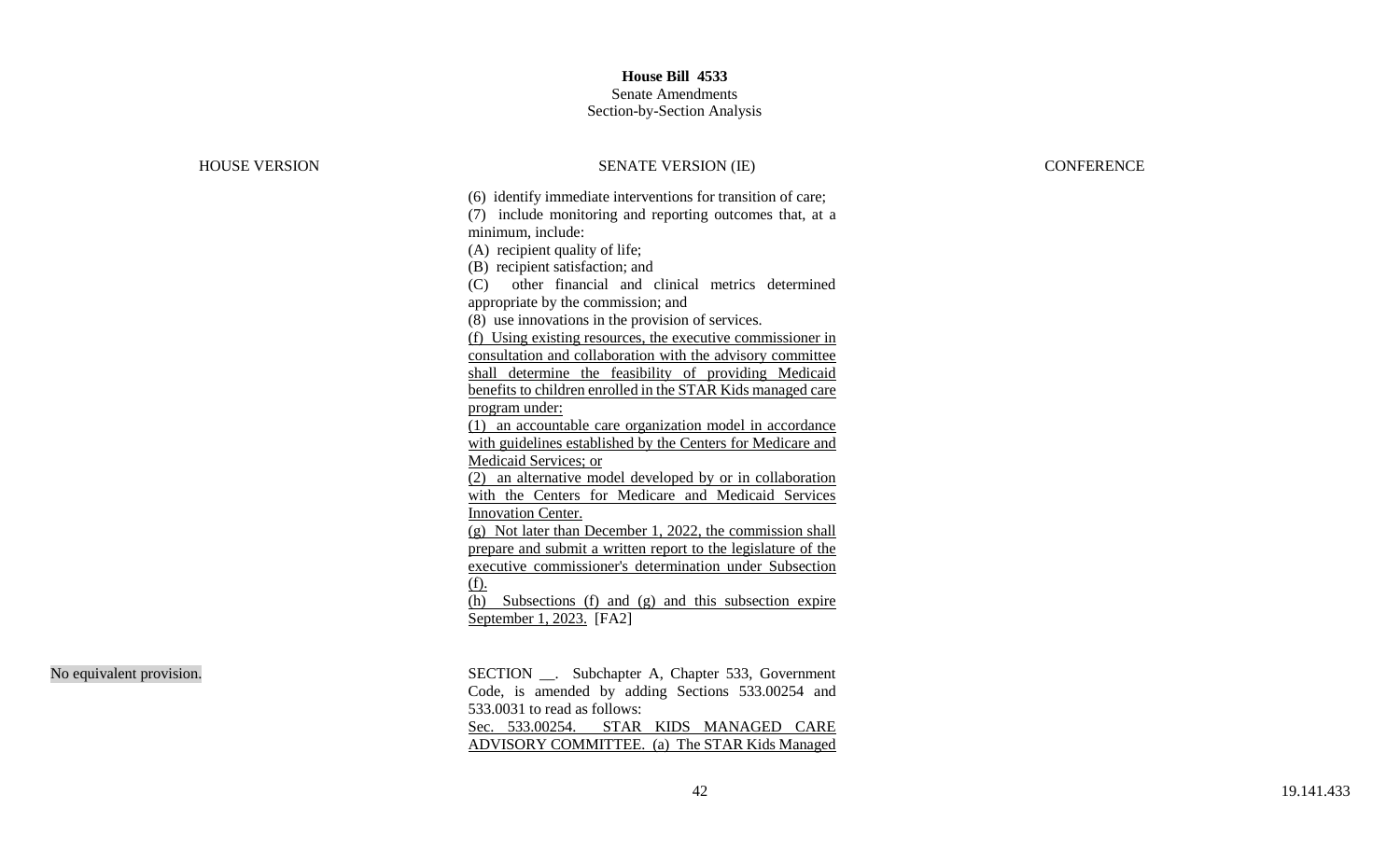**House Bill 4533**
Senate Amendments
Section-by-Section Analysis

| HOUSE VERSION | SENATE VERSION (IE) | CONFERENCE |
|---|---|---|
| | (6) identify immediate interventions for transition of care;<br>(7) include monitoring and reporting outcomes that, at a minimum, include:<br>(A) recipient quality of life;<br>(B) recipient satisfaction; and<br>(C) other financial and clinical metrics determined appropriate by the commission; and<br>(8) use innovations in the provision of services.<br><u>(f) Using existing resources, the executive commissioner in consultation and collaboration with the advisory committee shall determine the feasibility of providing Medicaid benefits to children enrolled in the STAR Kids managed care program under:</u><br><u>(1) an accountable care organization model in accordance with guidelines established by the Centers for Medicare and Medicaid Services; or</u><br><u>(2) an alternative model developed by or in collaboration with the Centers for Medicare and Medicaid Services Innovation Center.</u><br><u>(g) Not later than December 1, 2022, the commission shall prepare and submit a written report to the legislature of the executive commissioner's determination under Subsection (f).</u><br><u>(h) Subsections (f) and (g) and this subsection expire September 1, 2023.</u> [FA2] | |
| No equivalent provision. | SECTION __. Subchapter A, Chapter 533, Government Code, is amended by adding Sections 533.00254 and 533.0031 to read as follows:<br><u>Sec. 533.00254. STAR KIDS MANAGED CARE ADVISORY COMMITTEE. (a) The STAR Kids Managed</u> | |

19.141.433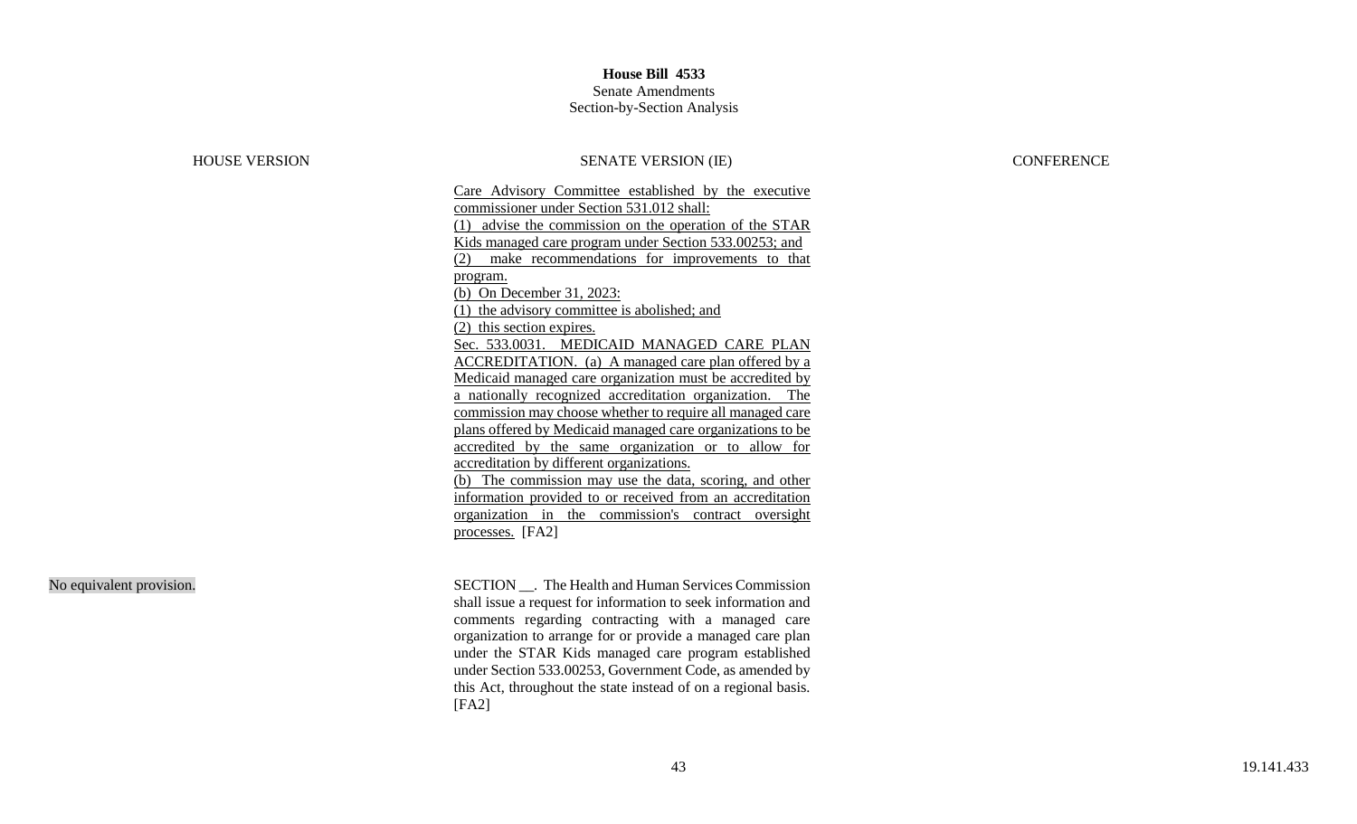**House Bill 4533**
Senate Amendments
Section-by-Section Analysis

| HOUSE VERSION | SENATE VERSION (IE) | CONFERENCE |
| --- | --- | --- |
| | Care Advisory Committee established by the executive commissioner under Section 531.012 shall:<br>(1) advise the commission on the operation of the STAR Kids managed care program under Section 533.00253; and<br>(2) make recommendations for improvements to that program.<br>(b) On December 31, 2023:<br>(1) the advisory committee is abolished; and<br>(2) this section expires.<br>Sec. 533.0031. MEDICAID MANAGED CARE PLAN ACCREDITATION. (a) A managed care plan offered by a Medicaid managed care organization must be accredited by a nationally recognized accreditation organization. The commission may choose whether to require all managed care plans offered by Medicaid managed care organizations to be accredited by the same organization or to allow for accreditation by different organizations.<br>(b) The commission may use the data, scoring, and other information provided to or received from an accreditation organization in the commission's contract oversight processes. [FA2] | |
| No equivalent provision. | SECTION __. The Health and Human Services Commission shall issue a request for information to seek information and comments regarding contracting with a managed care organization to arrange for or provide a managed care plan under the STAR Kids managed care program established under Section 533.00253, Government Code, as amended by this Act, throughout the state instead of on a regional basis. [FA2] | |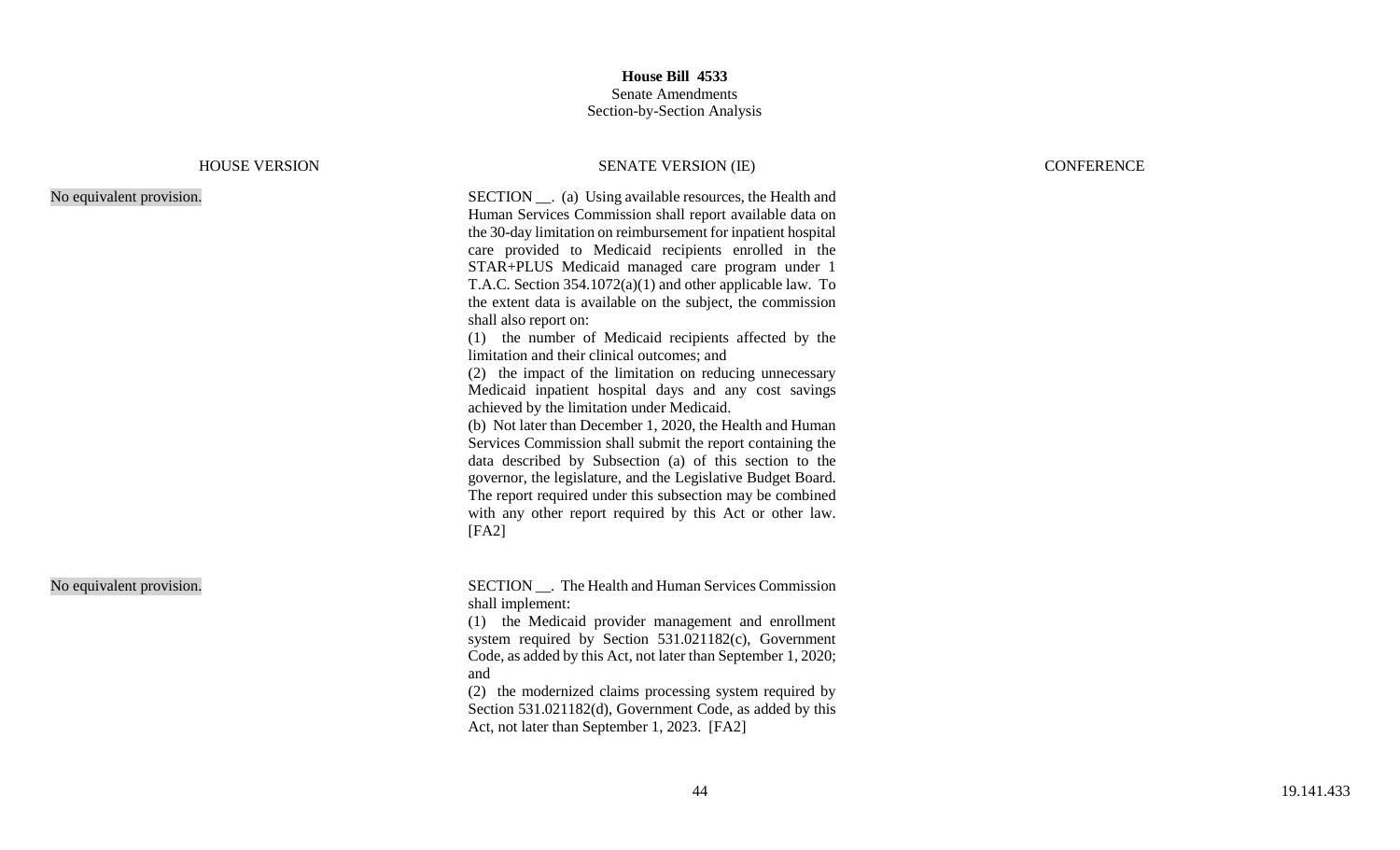**House Bill 4533**
Senate Amendments
Section-by-Section Analysis

| HOUSE VERSION | SENATE VERSION (IE) | CONFERENCE |
| --- | --- | --- |
| No equivalent provision. | SECTION __. (a) Using available resources, the Health and Human Services Commission shall report available data on the 30-day limitation on reimbursement for inpatient hospital care provided to Medicaid recipients enrolled in the STAR+PLUS Medicaid managed care program under 1 T.A.C. Section 354.1072(a)(1) and other applicable law. To the extent data is available on the subject, the commission shall also report on:<br>(1) the number of Medicaid recipients affected by the limitation and their clinical outcomes; and<br>(2) the impact of the limitation on reducing unnecessary Medicaid inpatient hospital days and any cost savings achieved by the limitation under Medicaid.<br>(b) Not later than December 1, 2020, the Health and Human Services Commission shall submit the report containing the data described by Subsection (a) of this section to the governor, the legislature, and the Legislative Budget Board. The report required under this subsection may be combined with any other report required by this Act or other law. [FA2] | |
| No equivalent provision. | SECTION __. The Health and Human Services Commission shall implement:<br>(1) the Medicaid provider management and enrollment system required by Section 531.021182(c), Government Code, as added by this Act, not later than September 1, 2020; and<br>(2) the modernized claims processing system required by Section 531.021182(d), Government Code, as added by this Act, not later than September 1, 2023. [FA2] | |

19.141.433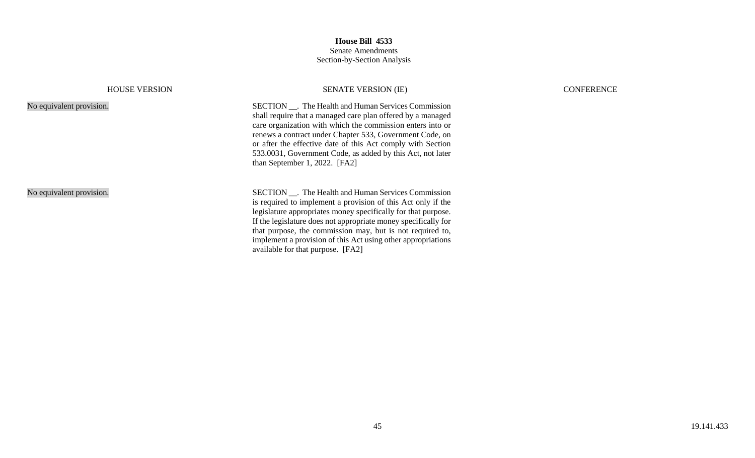**House Bill 4533**
Senate Amendments
Section-by-Section Analysis

| HOUSE VERSION | SENATE VERSION (IE) | CONFERENCE |
| --- | --- | --- |
| No equivalent provision. | SECTION __. The Health and Human Services Commission shall require that a managed care plan offered by a managed care organization with which the commission enters into or renews a contract under Chapter 533, Government Code, on or after the effective date of this Act comply with Section 533.0031, Government Code, as added by this Act, not later than September 1, 2022. [FA2] | |
| No equivalent provision. | SECTION __. The Health and Human Services Commission is required to implement a provision of this Act only if the legislature appropriates money specifically for that purpose. If the legislature does not appropriate money specifically for that purpose, the commission may, but is not required to, implement a provision of this Act using other appropriations available for that purpose. [FA2] | |

19.141.433